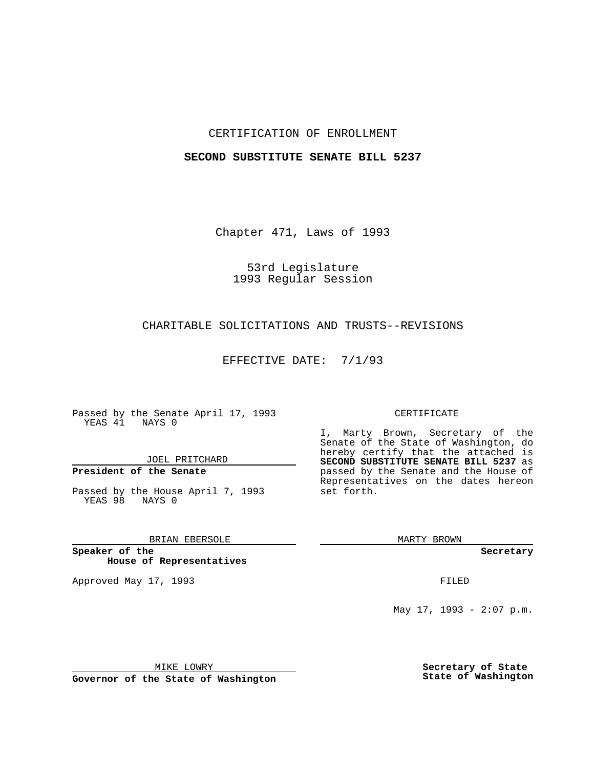CERTIFICATION OF ENROLLMENT

**SECOND SUBSTITUTE SENATE BILL 5237**

Chapter 471, Laws of 1993

53rd Legislature
1993 Regular Session

CHARITABLE SOLICITATIONS AND TRUSTS--REVISIONS

EFFECTIVE DATE: 7/1/93

Passed by the Senate April 17, 1993
YEAS 41 NAYS 0

JOEL PRITCHARD

**President of the Senate**

Passed by the House April 7, 1993
YEAS 98 NAYS 0

BRIAN EBERSOLE

**Speaker of the House of Representatives**

Approved May 17, 1993

MIKE LOWRY

**Governor of the State of Washington**

CERTIFICATE

I, Marty Brown, Secretary of the Senate of the State of Washington, do hereby certify that the attached is **SECOND SUBSTITUTE SENATE BILL 5237** as passed by the Senate and the House of Representatives on the dates hereon set forth.

MARTY BROWN

**Secretary**

FILED

May 17, 1993 - 2:07 p.m.

**Secretary of State**
**State of Washington**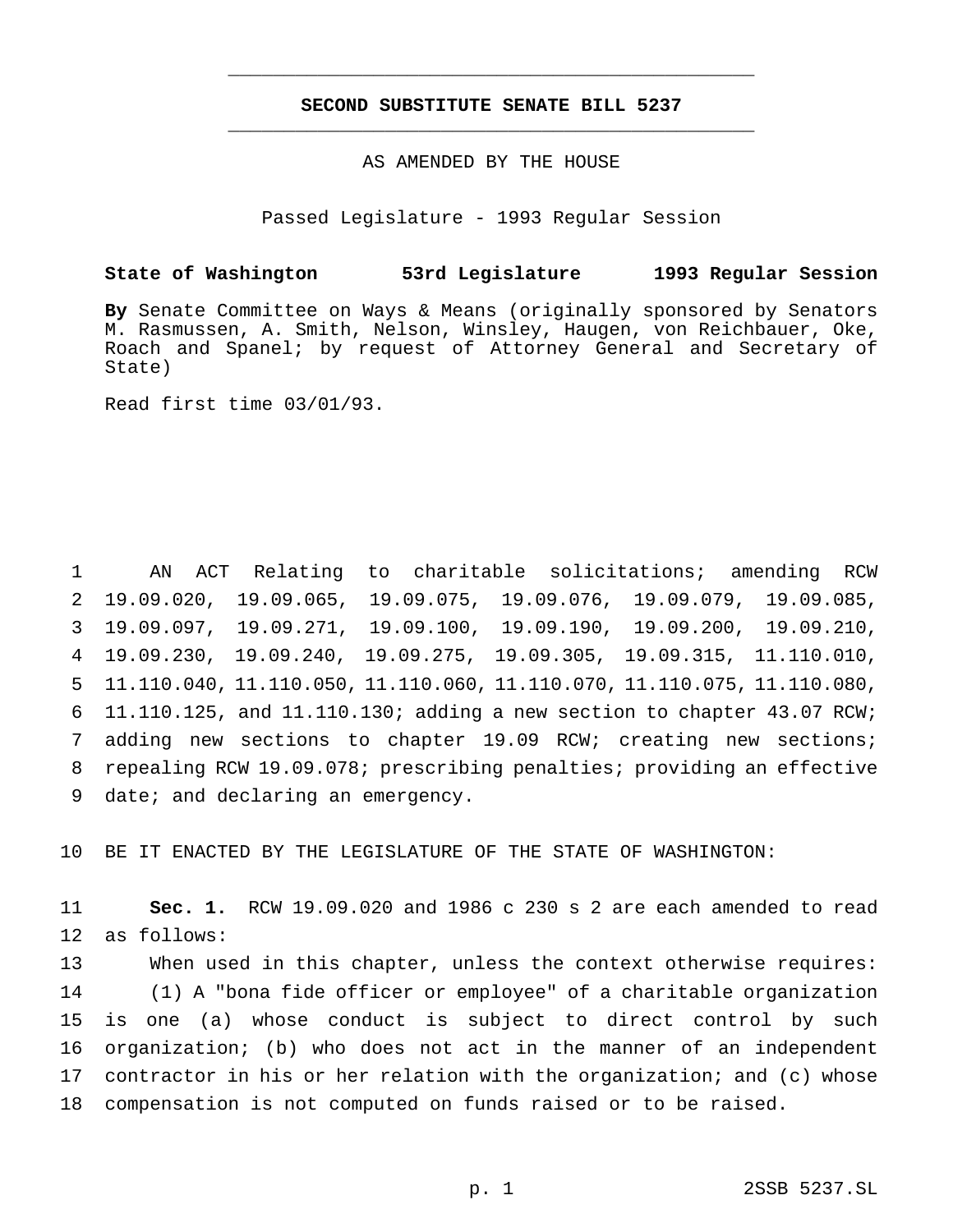# SECOND SUBSTITUTE SENATE BILL 5237

AS AMENDED BY THE HOUSE

Passed Legislature - 1993 Regular Session

**State of Washington 53rd Legislature 1993 Regular Session**

**By** Senate Committee on Ways & Means (originally sponsored by Senators M. Rasmussen, A. Smith, Nelson, Winsley, Haugen, von Reichbauer, Oke, Roach and Spanel; by request of Attorney General and Secretary of State)

Read first time 03/01/93.

1 AN ACT Relating to charitable solicitations; amending RCW
2 19.09.020, 19.09.065, 19.09.075, 19.09.076, 19.09.079, 19.09.085,
3 19.09.097, 19.09.271, 19.09.100, 19.09.190, 19.09.200, 19.09.210,
4 19.09.230, 19.09.240, 19.09.275, 19.09.305, 19.09.315, 11.110.010,
5 11.110.040, 11.110.050, 11.110.060, 11.110.070, 11.110.075, 11.110.080,
6 11.110.125, and 11.110.130; adding a new section to chapter 43.07 RCW;
7 adding new sections to chapter 19.09 RCW; creating new sections;
8 repealing RCW 19.09.078; prescribing penalties; providing an effective
9 date; and declaring an emergency.

10 BE IT ENACTED BY THE LEGISLATURE OF THE STATE OF WASHINGTON:

11 **Sec. 1.** RCW 19.09.020 and 1986 c 230 s 2 are each amended to read
12 as follows:

13 When used in this chapter, unless the context otherwise requires:

14 (1) A "bona fide officer or employee" of a charitable organization
15 is one (a) whose conduct is subject to direct control by such
16 organization; (b) who does not act in the manner of an independent
17 contractor in his or her relation with the organization; and (c) whose
18 compensation is not computed on funds raised or to be raised.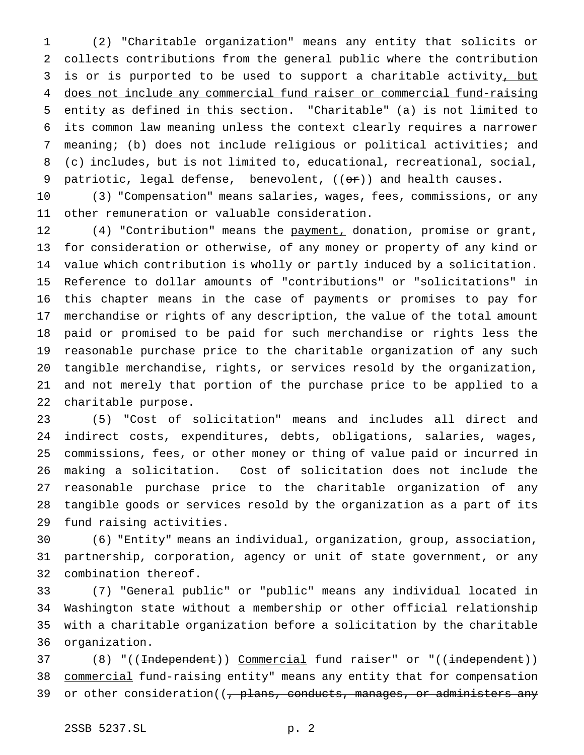(2) "Charitable organization" means any entity that solicits or collects contributions from the general public where the contribution is or is purported to be used to support a charitable activity<u>, but does not include any commercial fund raiser or commercial fund-raising entity as defined in this section</u>. "Charitable" (a) is not limited to its common law meaning unless the context clearly requires a narrower meaning; (b) does not include religious or political activities; and (c) includes, but is not limited to, educational, recreational, social, patriotic, legal defense, benevolent, ((~~or~~)) <u>and</u> health causes.

(3) "Compensation" means salaries, wages, fees, commissions, or any other remuneration or valuable consideration.

(4) "Contribution" means the <u>payment,</u> donation, promise or grant, for consideration or otherwise, of any money or property of any kind or value which contribution is wholly or partly induced by a solicitation. Reference to dollar amounts of "contributions" or "solicitations" in this chapter means in the case of payments or promises to pay for merchandise or rights of any description, the value of the total amount paid or promised to be paid for such merchandise or rights less the reasonable purchase price to the charitable organization of any such tangible merchandise, rights, or services resold by the organization, and not merely that portion of the purchase price to be applied to a charitable purpose.

(5) "Cost of solicitation" means and includes all direct and indirect costs, expenditures, debts, obligations, salaries, wages, commissions, fees, or other money or thing of value paid or incurred in making a solicitation. Cost of solicitation does not include the reasonable purchase price to the charitable organization of any tangible goods or services resold by the organization as a part of its fund raising activities.

(6) "Entity" means an individual, organization, group, association, partnership, corporation, agency or unit of state government, or any combination thereof.

(7) "General public" or "public" means any individual located in Washington state without a membership or other official relationship with a charitable organization before a solicitation by the charitable organization.

(8) "((~~Independent~~)) <u>Commercial</u> fund raiser" or "((~~independent~~)) <u>commercial</u> fund-raising entity" means any entity that for compensation or other consideration((~~, plans, conducts, manages, or administers any~~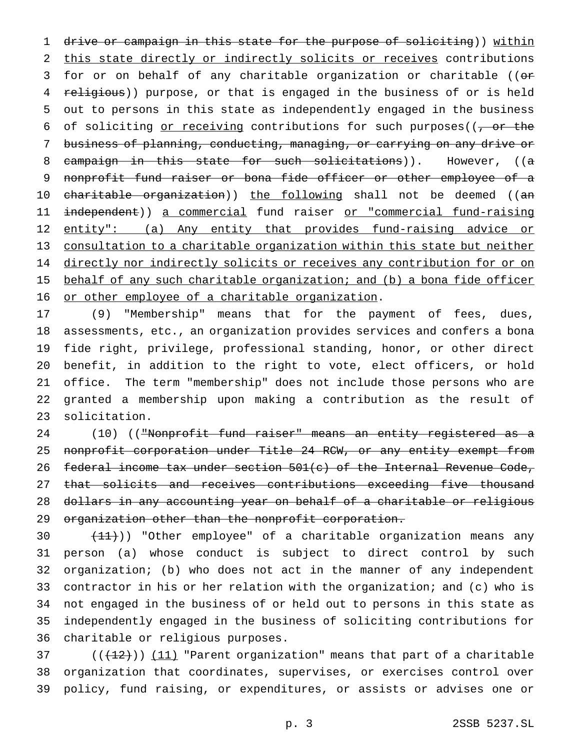drive or campaign in this state for the purpose of soliciting)) within this state directly or indirectly solicits or receives contributions for or on behalf of any charitable organization or charitable ((or religious)) purpose, or that is engaged in the business of or is held out to persons in this state as independently engaged in the business of soliciting or receiving contributions for such purposes((, or the business of planning, conducting, managing, or carrying on any drive or campaign in this state for such solicitations)). However, ((a nonprofit fund raiser or bona fide officer or other employee of a charitable organization)) the following shall not be deemed ((an independent)) a commercial fund raiser or "commercial fund-raising entity": (a) Any entity that provides fund-raising advice or consultation to a charitable organization within this state but neither directly nor indirectly solicits or receives any contribution for or on behalf of any such charitable organization; and (b) a bona fide officer or other employee of a charitable organization.

(9) "Membership" means that for the payment of fees, dues, assessments, etc., an organization provides services and confers a bona fide right, privilege, professional standing, honor, or other direct benefit, in addition to the right to vote, elect officers, or hold office. The term "membership" does not include those persons who are granted a membership upon making a contribution as the result of solicitation.

(10) (("Nonprofit fund raiser" means an entity registered as a nonprofit corporation under Title 24 RCW, or any entity exempt from federal income tax under section 501(c) of the Internal Revenue Code, that solicits and receives contributions exceeding five thousand dollars in any accounting year on behalf of a charitable or religious organization other than the nonprofit corporation.

(11))) "Other employee" of a charitable organization means any person (a) whose conduct is subject to direct control by such organization; (b) who does not act in the manner of any independent contractor in his or her relation with the organization; and (c) who is not engaged in the business of or held out to persons in this state as independently engaged in the business of soliciting contributions for charitable or religious purposes.

(((12))) (11) "Parent organization" means that part of a charitable organization that coordinates, supervises, or exercises control over policy, fund raising, or expenditures, or assists or advises one or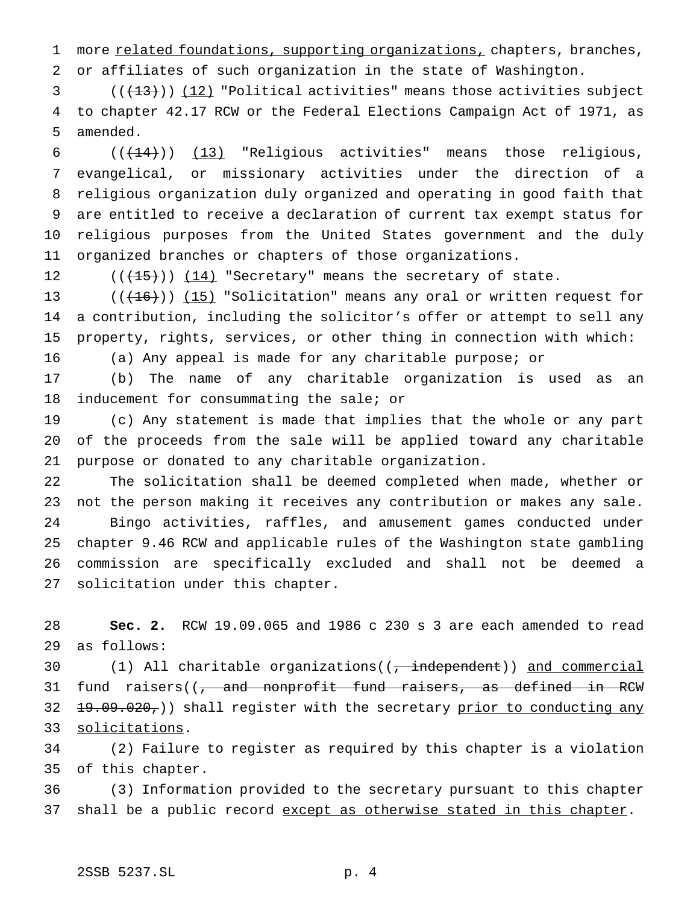more related foundations, supporting organizations, chapters, branches, or affiliates of such organization in the state of Washington.

(((13))) (12) "Political activities" means those activities subject to chapter 42.17 RCW or the Federal Elections Campaign Act of 1971, as amended.

(((14))) (13) "Religious activities" means those religious, evangelical, or missionary activities under the direction of a religious organization duly organized and operating in good faith that are entitled to receive a declaration of current tax exempt status for religious purposes from the United States government and the duly organized branches or chapters of those organizations.

(((15))) (14) "Secretary" means the secretary of state.

(((16))) (15) "Solicitation" means any oral or written request for a contribution, including the solicitor's offer or attempt to sell any property, rights, services, or other thing in connection with which:

(a) Any appeal is made for any charitable purpose; or

(b) The name of any charitable organization is used as an inducement for consummating the sale; or

(c) Any statement is made that implies that the whole or any part of the proceeds from the sale will be applied toward any charitable purpose or donated to any charitable organization.

The solicitation shall be deemed completed when made, whether or not the person making it receives any contribution or makes any sale.

Bingo activities, raffles, and amusement games conducted under chapter 9.46 RCW and applicable rules of the Washington state gambling commission are specifically excluded and shall not be deemed a solicitation under this chapter.

**Sec. 2.** RCW 19.09.065 and 1986 c 230 s 3 are each amended to read as follows:

(1) All charitable organizations((, independent)) and commercial fund raisers((, and nonprofit fund raisers, as defined in RCW 19.09.020,)) shall register with the secretary prior to conducting any solicitations.

(2) Failure to register as required by this chapter is a violation of this chapter.

(3) Information provided to the secretary pursuant to this chapter shall be a public record except as otherwise stated in this chapter.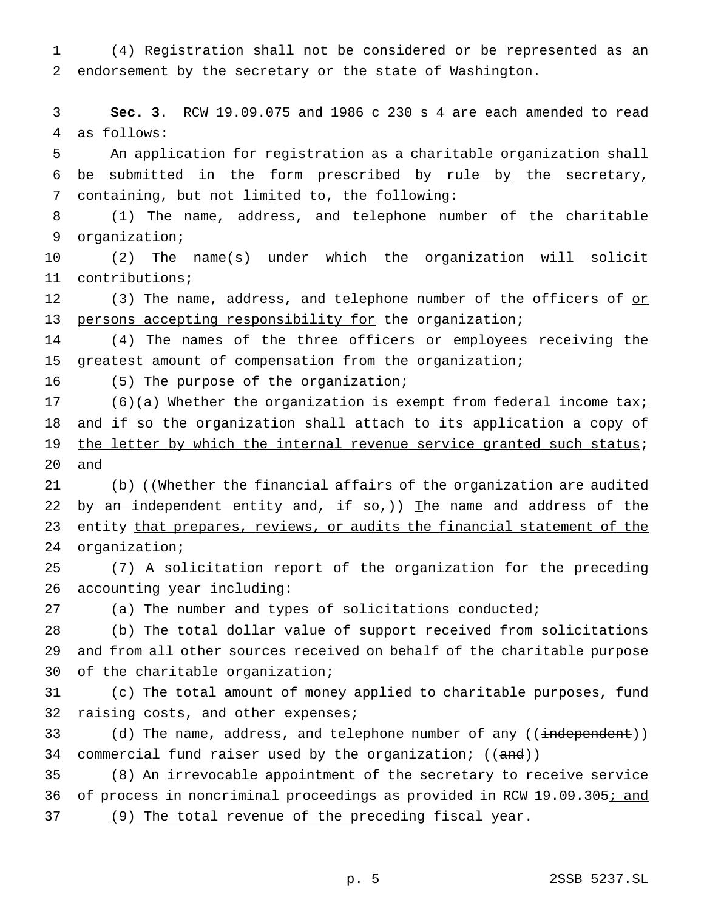(4) Registration shall not be considered or be represented as an endorsement by the secretary or the state of Washington.

**Sec. 3.** RCW 19.09.075 and 1986 c 230 s 4 are each amended to read as follows:

An application for registration as a charitable organization shall be submitted in the form prescribed by <u>rule by</u> the secretary, containing, but not limited to, the following:

(1) The name, address, and telephone number of the charitable organization;

(2) The name(s) under which the organization will solicit contributions;

(3) The name, address, and telephone number of the officers of <u>or persons accepting responsibility for</u> the organization;

(4) The names of the three officers or employees receiving the greatest amount of compensation from the organization;

(5) The purpose of the organization;

(6)(a) Whether the organization is exempt from federal income tax<u>; and if so the organization shall attach to its application a copy of the letter by which the internal revenue service granted such status</u>; and

(b) ((~~Whether the financial affairs of the organization are audited by an independent entity and, if so,~~)) <u>T</u>he name and address of the entity <u>that prepares, reviews, or audits the financial statement of the organization</u>;

(7) A solicitation report of the organization for the preceding accounting year including:

(a) The number and types of solicitations conducted;

(b) The total dollar value of support received from solicitations and from all other sources received on behalf of the charitable purpose of the charitable organization;

(c) The total amount of money applied to charitable purposes, fund raising costs, and other expenses;

(d) The name, address, and telephone number of any ((~~independent~~)) <u>commercial</u> fund raiser used by the organization; ((~~and~~))

(8) An irrevocable appointment of the secretary to receive service of process in noncriminal proceedings as provided in RCW 19.09.305<u>; and</u>

<u>(9) The total revenue of the preceding fiscal year</u>.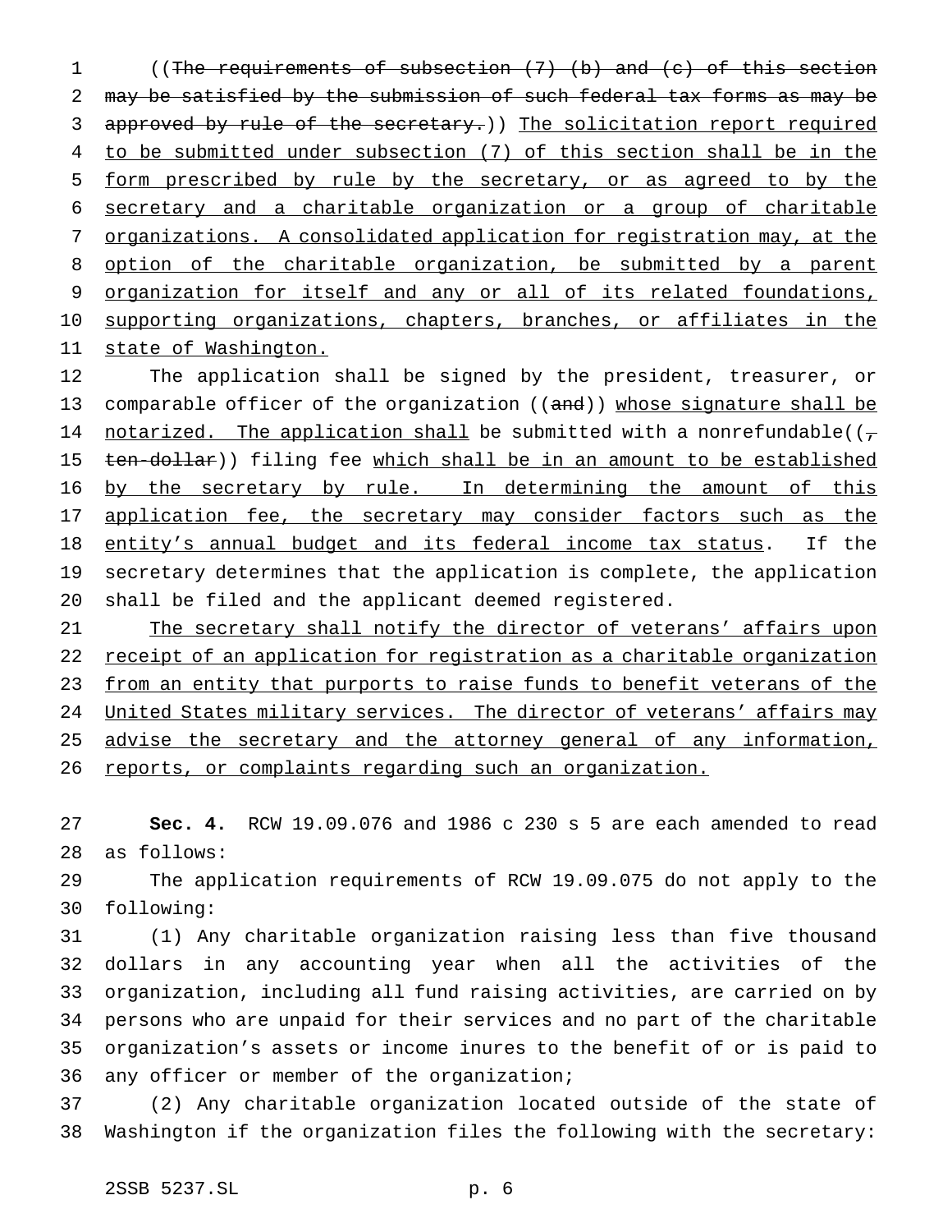((~~The requirements of subsection (7) (b) and (c) of this section may be satisfied by the submission of such federal tax forms as may be approved by rule of the secretary.~~)) <u>The solicitation report required to be submitted under subsection (7) of this section shall be in the form prescribed by rule by the secretary, or as agreed to by the secretary and a charitable organization or a group of charitable organizations. A consolidated application for registration may, at the option of the charitable organization, be submitted by a parent organization for itself and any or all of its related foundations, supporting organizations, chapters, branches, or affiliates in the state of Washington.</u>

The application shall be signed by the president, treasurer, or comparable officer of the organization ((~~and~~)) <u>whose signature shall be notarized. The application shall</u> be submitted with a nonrefundable((~~, ten-dollar~~)) filing fee <u>which shall be in an amount to be established by the secretary by rule. In determining the amount of this application fee, the secretary may consider factors such as the entity's annual budget and its federal income tax status</u>. If the secretary determines that the application is complete, the application shall be filed and the applicant deemed registered.

<u>The secretary shall notify the director of veterans' affairs upon receipt of an application for registration as a charitable organization from an entity that purports to raise funds to benefit veterans of the United States military services. The director of veterans' affairs may advise the secretary and the attorney general of any information, reports, or complaints regarding such an organization.</u>

**Sec. 4.** RCW 19.09.076 and 1986 c 230 s 5 are each amended to read as follows:

The application requirements of RCW 19.09.075 do not apply to the following:

(1) Any charitable organization raising less than five thousand dollars in any accounting year when all the activities of the organization, including all fund raising activities, are carried on by persons who are unpaid for their services and no part of the charitable organization's assets or income inures to the benefit of or is paid to any officer or member of the organization;

(2) Any charitable organization located outside of the state of Washington if the organization files the following with the secretary: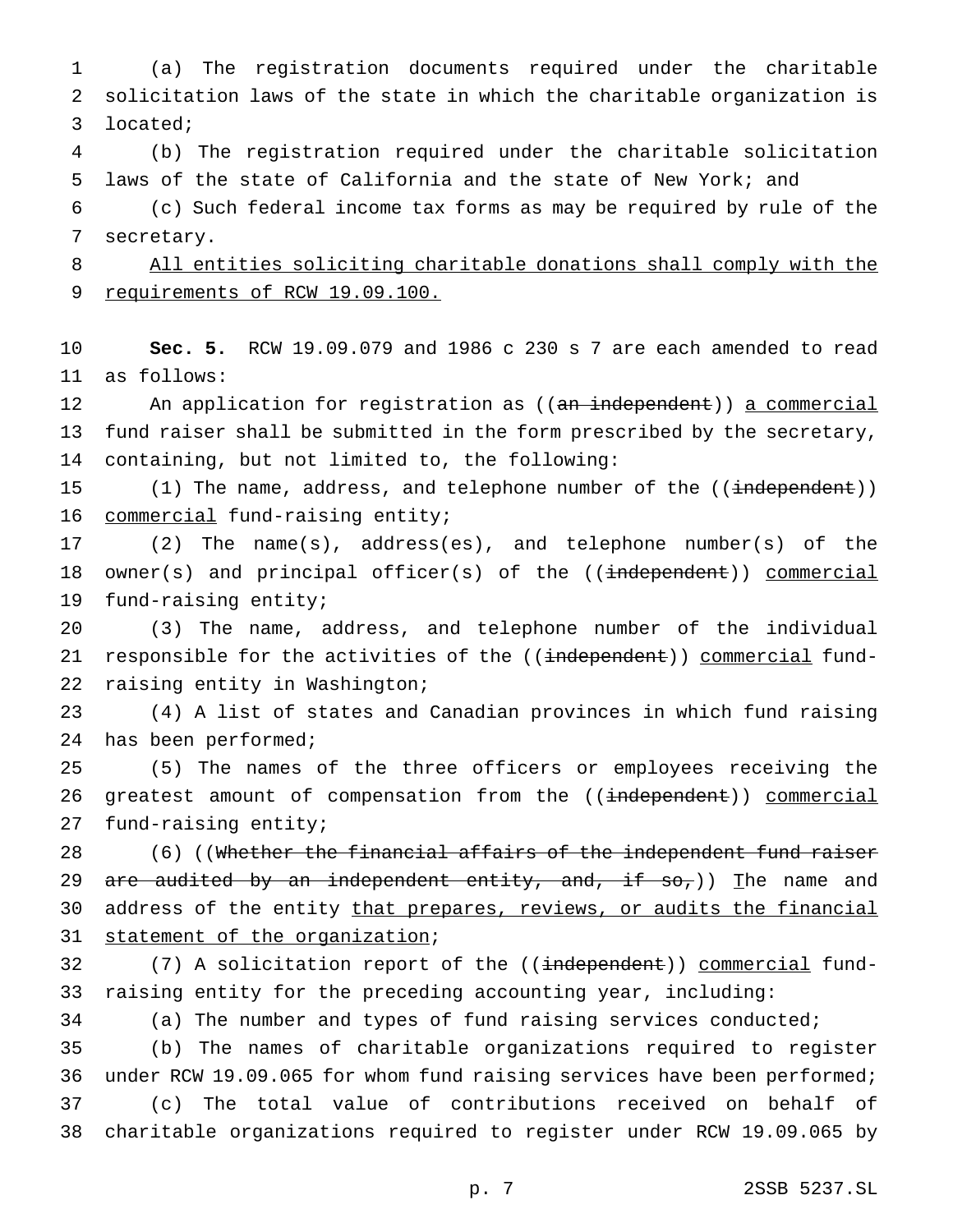(a) The registration documents required under the charitable solicitation laws of the state in which the charitable organization is located;

(b) The registration required under the charitable solicitation laws of the state of California and the state of New York; and

(c) Such federal income tax forms as may be required by rule of the secretary.

All entities soliciting charitable donations shall comply with the requirements of RCW 19.09.100.

**Sec. 5.** RCW 19.09.079 and 1986 c 230 s 7 are each amended to read as follows:

An application for registration as ((~~an independent~~)) a commercial fund raiser shall be submitted in the form prescribed by the secretary, containing, but not limited to, the following:

(1) The name, address, and telephone number of the ((~~independent~~)) commercial fund-raising entity;

(2) The name(s), address(es), and telephone number(s) of the owner(s) and principal officer(s) of the ((~~independent~~)) commercial fund-raising entity;

(3) The name, address, and telephone number of the individual responsible for the activities of the ((~~independent~~)) commercial fund-raising entity in Washington;

(4) A list of states and Canadian provinces in which fund raising has been performed;

(5) The names of the three officers or employees receiving the greatest amount of compensation from the ((~~independent~~)) commercial fund-raising entity;

(6) ((~~Whether the financial affairs of the independent fund raiser are audited by an independent entity, and, if so,~~)) The name and address of the entity that prepares, reviews, or audits the financial statement of the organization;

(7) A solicitation report of the ((~~independent~~)) commercial fund-raising entity for the preceding accounting year, including:

(a) The number and types of fund raising services conducted;

(b) The names of charitable organizations required to register under RCW 19.09.065 for whom fund raising services have been performed;

(c) The total value of contributions received on behalf of charitable organizations required to register under RCW 19.09.065 by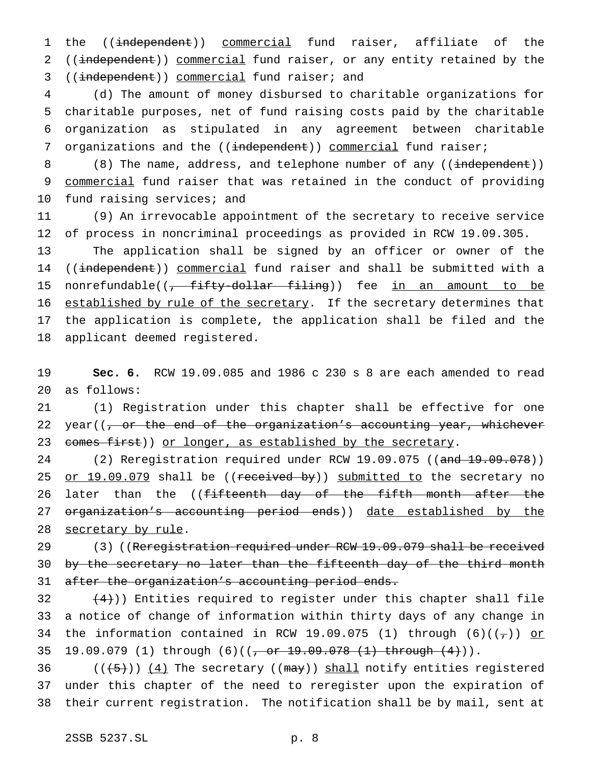the ((~~independent~~)) <u>commercial</u> fund raiser, affiliate of the ((~~independent~~)) <u>commercial</u> fund raiser, or any entity retained by the ((~~independent~~)) <u>commercial</u> fund raiser; and

(d) The amount of money disbursed to charitable organizations for charitable purposes, net of fund raising costs paid by the charitable organization as stipulated in any agreement between charitable organizations and the ((~~independent~~)) <u>commercial</u> fund raiser;

(8) The name, address, and telephone number of any ((~~independent~~)) <u>commercial</u> fund raiser that was retained in the conduct of providing fund raising services; and

(9) An irrevocable appointment of the secretary to receive service of process in noncriminal proceedings as provided in RCW 19.09.305.

The application shall be signed by an officer or owner of the ((~~independent~~)) <u>commercial</u> fund raiser and shall be submitted with a nonrefundable((~~, fifty-dollar filing~~)) fee <u>in an amount to be established by rule of the secretary</u>. If the secretary determines that the application is complete, the application shall be filed and the applicant deemed registered.

**Sec. 6.** RCW 19.09.085 and 1986 c 230 s 8 are each amended to read as follows:

(1) Registration under this chapter shall be effective for one year((~~, or the end of the organization's accounting year, whichever comes first~~)) <u>or longer, as established by the secretary</u>.

(2) Reregistration required under RCW 19.09.075 ((~~and 19.09.078~~)) <u>or 19.09.079</u> shall be ((~~received by~~)) <u>submitted to</u> the secretary no later than the ((~~fifteenth day of the fifth month after the organization's accounting period ends~~)) <u>date established by the secretary by rule</u>.

(3) ((~~Reregistration required under RCW 19.09.079 shall be received by the secretary no later than the fifteenth day of the third month after the organization's accounting period ends.~~

~~(4)~~)) Entities required to register under this chapter shall file a notice of change of information within thirty days of any change in the information contained in RCW 19.09.075 (1) through (6)((~~,~~)) <u>or</u> 19.09.079 (1) through (6)((~~, or 19.09.078 (1) through (4)~~)).

((~~(5)~~)) <u>(4)</u> The secretary ((~~may~~)) <u>shall</u> notify entities registered under this chapter of the need to reregister upon the expiration of their current registration. The notification shall be by mail, sent at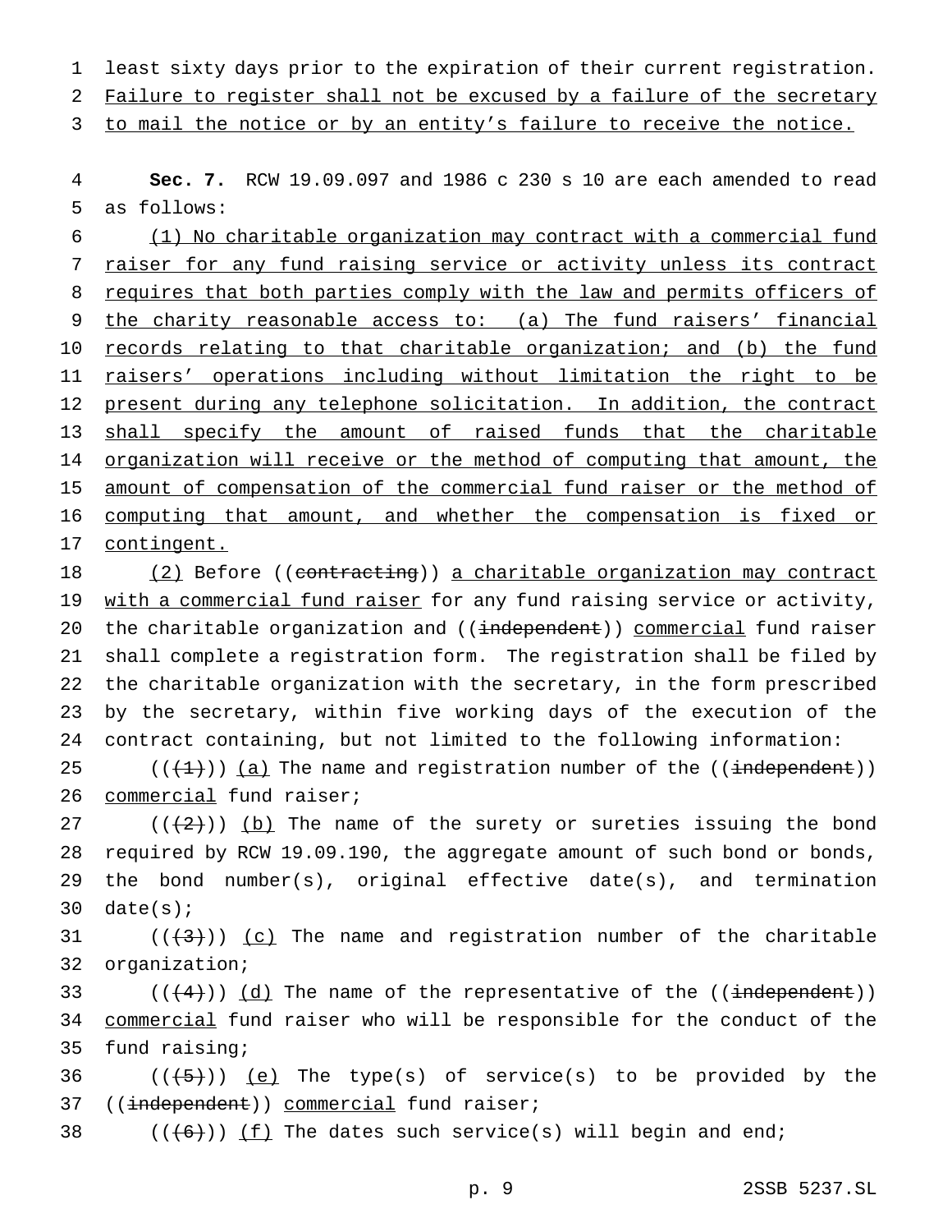least sixty days prior to the expiration of their current registration. Failure to register shall not be excused by a failure of the secretary to mail the notice or by an entity's failure to receive the notice.

**Sec. 7.** RCW 19.09.097 and 1986 c 230 s 10 are each amended to read as follows:

(1) No charitable organization may contract with a commercial fund raiser for any fund raising service or activity unless its contract requires that both parties comply with the law and permits officers of the charity reasonable access to: (a) The fund raisers' financial records relating to that charitable organization; and (b) the fund raisers' operations including without limitation the right to be present during any telephone solicitation. In addition, the contract shall specify the amount of raised funds that the charitable organization will receive or the method of computing that amount, the amount of compensation of the commercial fund raiser or the method of computing that amount, and whether the compensation is fixed or contingent.

(2) Before ((~~contracting~~)) a charitable organization may contract with a commercial fund raiser for any fund raising service or activity, the charitable organization and ((~~independent~~)) commercial fund raiser shall complete a registration form. The registration shall be filed by the charitable organization with the secretary, in the form prescribed by the secretary, within five working days of the execution of the contract containing, but not limited to the following information:

((~~(1)~~)) (a) The name and registration number of the ((~~independent~~)) commercial fund raiser;

((~~(2)~~)) (b) The name of the surety or sureties issuing the bond required by RCW 19.09.190, the aggregate amount of such bond or bonds, the bond number(s), original effective date(s), and termination date(s);

((~~(3)~~)) (c) The name and registration number of the charitable organization;

((~~(4)~~)) (d) The name of the representative of the ((~~independent~~)) commercial fund raiser who will be responsible for the conduct of the fund raising;

((~~(5)~~)) (e) The type(s) of service(s) to be provided by the ((~~independent~~)) commercial fund raiser;

((~~(6)~~)) (f) The dates such service(s) will begin and end;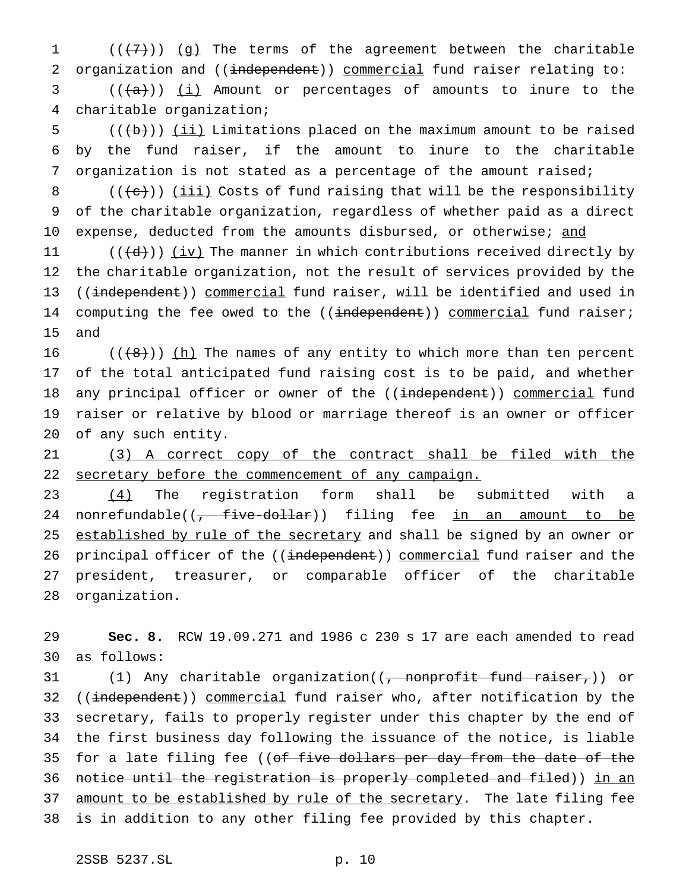((~~(7)~~)) <u>(g)</u> The terms of the agreement between the charitable organization and ((~~independent~~)) <u>commercial</u> fund raiser relating to:

((~~(a)~~)) <u>(i)</u> Amount or percentages of amounts to inure to the charitable organization;

((~~(b)~~)) <u>(ii)</u> Limitations placed on the maximum amount to be raised by the fund raiser, if the amount to inure to the charitable organization is not stated as a percentage of the amount raised;

((~~(c)~~)) <u>(iii)</u> Costs of fund raising that will be the responsibility of the charitable organization, regardless of whether paid as a direct expense, deducted from the amounts disbursed, or otherwise; <u>and</u>

((~~(d)~~)) <u>(iv)</u> The manner in which contributions received directly by the charitable organization, not the result of services provided by the ((~~independent~~)) <u>commercial</u> fund raiser, will be identified and used in computing the fee owed to the ((~~independent~~)) <u>commercial</u> fund raiser; and

((~~(8)~~)) <u>(h)</u> The names of any entity to which more than ten percent of the total anticipated fund raising cost is to be paid, and whether any principal officer or owner of the ((~~independent~~)) <u>commercial</u> fund raiser or relative by blood or marriage thereof is an owner or officer of any such entity.

<u>(3) A correct copy of the contract shall be filed with the secretary before the commencement of any campaign.</u>

<u>(4)</u> The registration form shall be submitted with a nonrefundable((~~, five-dollar~~)) filing fee <u>in an amount to be established by rule of the secretary</u> and shall be signed by an owner or principal officer of the ((~~independent~~)) <u>commercial</u> fund raiser and the president, treasurer, or comparable officer of the charitable organization.

**Sec. 8.** RCW 19.09.271 and 1986 c 230 s 17 are each amended to read as follows:

(1) Any charitable organization((~~, nonprofit fund raiser,~~)) or ((~~independent~~)) <u>commercial</u> fund raiser who, after notification by the secretary, fails to properly register under this chapter by the end of the first business day following the issuance of the notice, is liable for a late filing fee ((~~of five dollars per day from the date of the notice until the registration is properly completed and filed~~)) <u>in an amount to be established by rule of the secretary</u>. The late filing fee is in addition to any other filing fee provided by this chapter.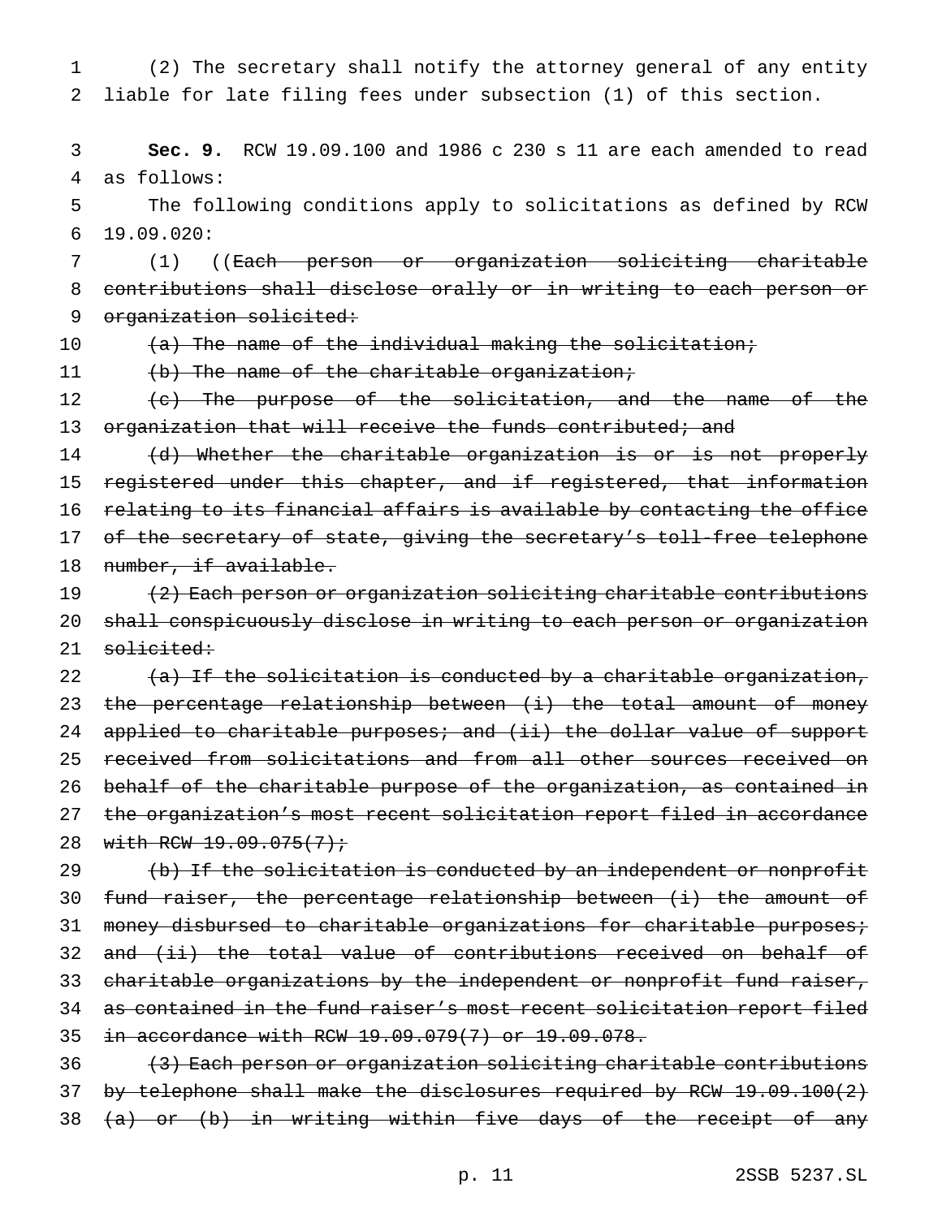(2) The secretary shall notify the attorney general of any entity liable for late filing fees under subsection (1) of this section.

**Sec. 9.** RCW 19.09.100 and 1986 c 230 s 11 are each amended to read as follows:

The following conditions apply to solicitations as defined by RCW 19.09.020:

(1) ((~~Each person or organization soliciting charitable contributions shall disclose orally or in writing to each person or organization solicited:~~

~~(a) The name of the individual making the solicitation;~~

~~(b) The name of the charitable organization;~~

~~(c) The purpose of the solicitation, and the name of the organization that will receive the funds contributed; and~~

~~(d) Whether the charitable organization is or is not properly registered under this chapter, and if registered, that information relating to its financial affairs is available by contacting the office of the secretary of state, giving the secretary's toll-free telephone number, if available.~~

~~(2) Each person or organization soliciting charitable contributions shall conspicuously disclose in writing to each person or organization solicited:~~

~~(a) If the solicitation is conducted by a charitable organization, the percentage relationship between (i) the total amount of money applied to charitable purposes; and (ii) the dollar value of support received from solicitations and from all other sources received on behalf of the charitable purpose of the organization, as contained in the organization's most recent solicitation report filed in accordance with RCW 19.09.075(7);~~

~~(b) If the solicitation is conducted by an independent or nonprofit fund raiser, the percentage relationship between (i) the amount of money disbursed to charitable organizations for charitable purposes; and (ii) the total value of contributions received on behalf of charitable organizations by the independent or nonprofit fund raiser, as contained in the fund raiser's most recent solicitation report filed in accordance with RCW 19.09.079(7) or 19.09.078.~~

~~(3) Each person or organization soliciting charitable contributions by telephone shall make the disclosures required by RCW 19.09.100(2) (a) or (b) in writing within five days of the receipt of any~~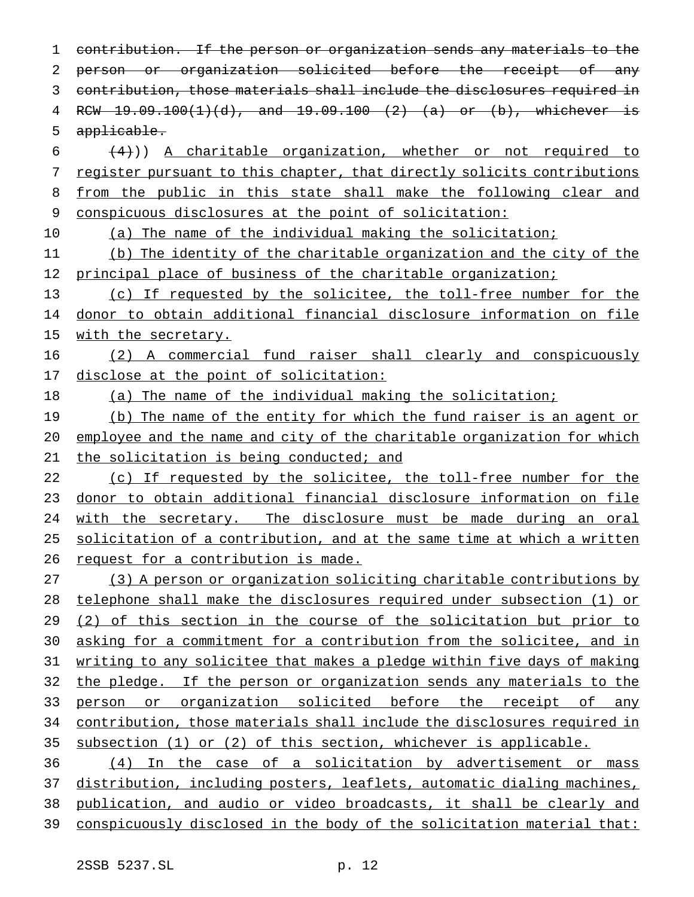~~contribution. If the person or organization sends any materials to the person or organization solicited before the receipt of any contribution, those materials shall include the disclosures required in RCW 19.09.100(1)(d), and 19.09.100 (2) (a) or (b), whichever is applicable.~~

~~(4)~~)) A charitable organization, whether or not required to register pursuant to this chapter, that directly solicits contributions from the public in this state shall make the following clear and conspicuous disclosures at the point of solicitation:

(a) The name of the individual making the solicitation;

(b) The identity of the charitable organization and the city of the principal place of business of the charitable organization;

(c) If requested by the solicitee, the toll-free number for the donor to obtain additional financial disclosure information on file with the secretary.

(2) A commercial fund raiser shall clearly and conspicuously disclose at the point of solicitation:

(a) The name of the individual making the solicitation;

(b) The name of the entity for which the fund raiser is an agent or employee and the name and city of the charitable organization for which the solicitation is being conducted; and

(c) If requested by the solicitee, the toll-free number for the donor to obtain additional financial disclosure information on file with the secretary. The disclosure must be made during an oral solicitation of a contribution, and at the same time at which a written request for a contribution is made.

(3) A person or organization soliciting charitable contributions by telephone shall make the disclosures required under subsection (1) or (2) of this section in the course of the solicitation but prior to asking for a commitment for a contribution from the solicitee, and in writing to any solicitee that makes a pledge within five days of making the pledge. If the person or organization sends any materials to the person or organization solicited before the receipt of any contribution, those materials shall include the disclosures required in subsection (1) or (2) of this section, whichever is applicable.

(4) In the case of a solicitation by advertisement or mass distribution, including posters, leaflets, automatic dialing machines, publication, and audio or video broadcasts, it shall be clearly and conspicuously disclosed in the body of the solicitation material that: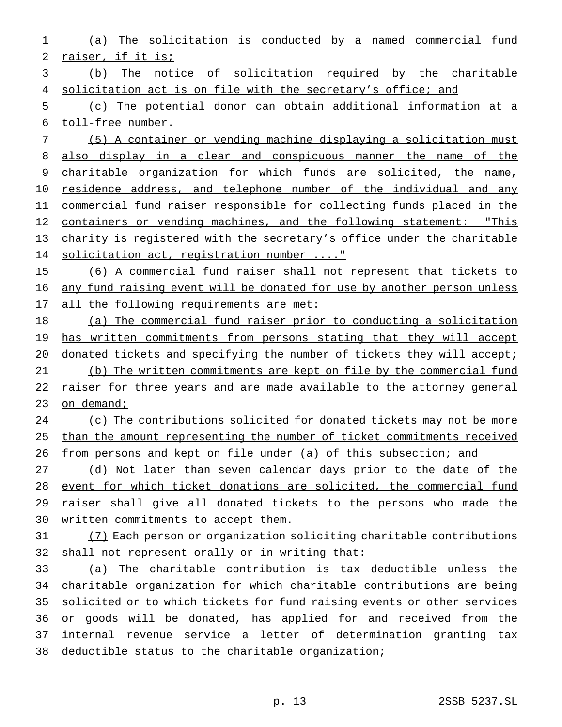(a) The solicitation is conducted by a named commercial fund raiser, if it is;

(b) The notice of solicitation required by the charitable solicitation act is on file with the secretary's office; and

(c) The potential donor can obtain additional information at a toll-free number.

(5) A container or vending machine displaying a solicitation must also display in a clear and conspicuous manner the name of the charitable organization for which funds are solicited, the name, residence address, and telephone number of the individual and any commercial fund raiser responsible for collecting funds placed in the containers or vending machines, and the following statement: "This charity is registered with the secretary's office under the charitable solicitation act, registration number ...."

(6) A commercial fund raiser shall not represent that tickets to any fund raising event will be donated for use by another person unless all the following requirements are met:

(a) The commercial fund raiser prior to conducting a solicitation has written commitments from persons stating that they will accept donated tickets and specifying the number of tickets they will accept;

(b) The written commitments are kept on file by the commercial fund raiser for three years and are made available to the attorney general on demand;

(c) The contributions solicited for donated tickets may not be more than the amount representing the number of ticket commitments received from persons and kept on file under (a) of this subsection; and

(d) Not later than seven calendar days prior to the date of the event for which ticket donations are solicited, the commercial fund raiser shall give all donated tickets to the persons who made the written commitments to accept them.

(7) Each person or organization soliciting charitable contributions shall not represent orally or in writing that:

(a) The charitable contribution is tax deductible unless the charitable organization for which charitable contributions are being solicited or to which tickets for fund raising events or other services or goods will be donated, has applied for and received from the internal revenue service a letter of determination granting tax deductible status to the charitable organization;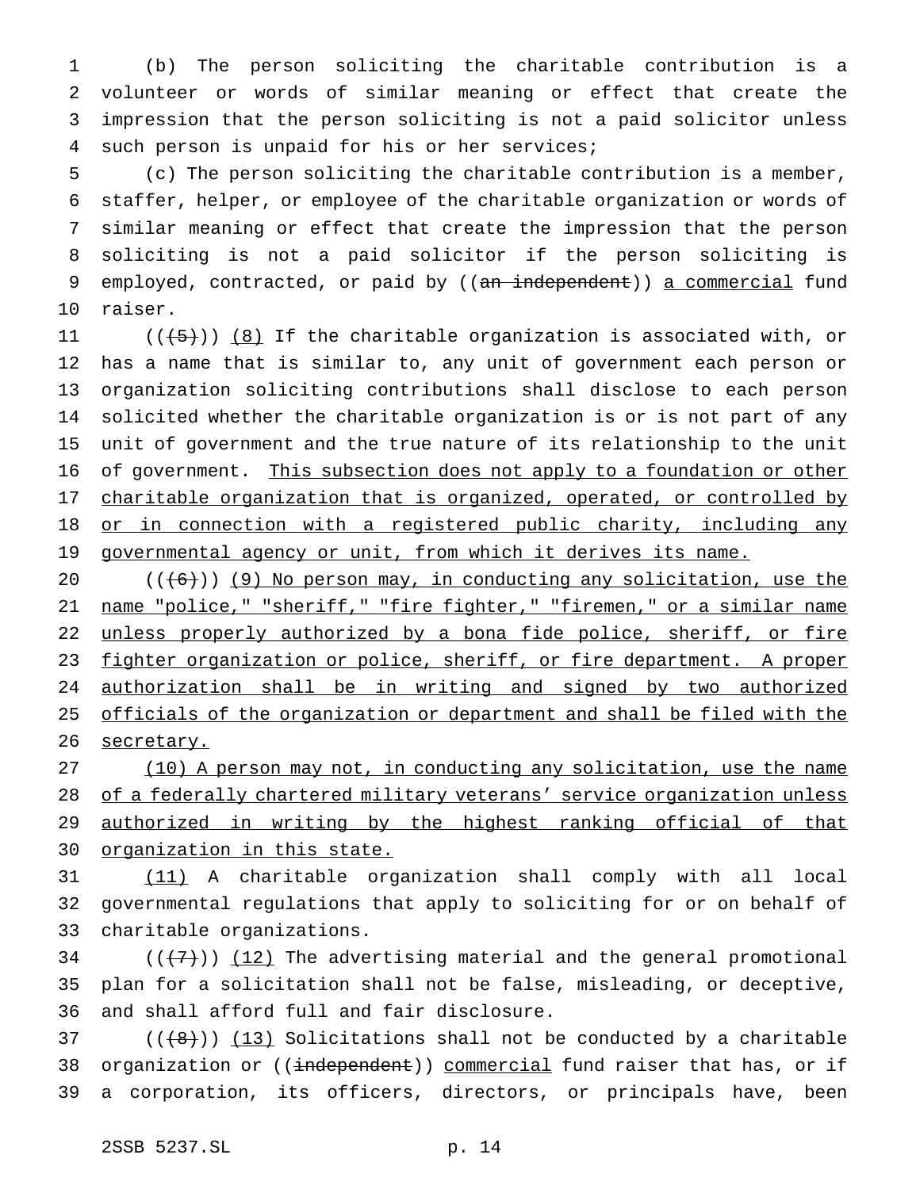(b) The person soliciting the charitable contribution is a volunteer or words of similar meaning or effect that create the impression that the person soliciting is not a paid solicitor unless such person is unpaid for his or her services;

(c) The person soliciting the charitable contribution is a member, staffer, helper, or employee of the charitable organization or words of similar meaning or effect that create the impression that the person soliciting is not a paid solicitor if the person soliciting is employed, contracted, or paid by ((~~an independent~~)) <u>a commercial</u> fund raiser.

((~~(5)~~)) <u>(8)</u> If the charitable organization is associated with, or has a name that is similar to, any unit of government each person or organization soliciting contributions shall disclose to each person solicited whether the charitable organization is or is not part of any unit of government and the true nature of its relationship to the unit of government. <u>This subsection does not apply to a foundation or other charitable organization that is organized, operated, or controlled by or in connection with a registered public charity, including any governmental agency or unit, from which it derives its name.</u>

((~~(6)~~)) <u>(9) No person may, in conducting any solicitation, use the name "police," "sheriff," "fire fighter," "firemen," or a similar name unless properly authorized by a bona fide police, sheriff, or fire fighter organization or police, sheriff, or fire department. A proper authorization shall be in writing and signed by two authorized officials of the organization or department and shall be filed with the secretary.</u>

<u>(10) A person may not, in conducting any solicitation, use the name of a federally chartered military veterans' service organization unless authorized in writing by the highest ranking official of that organization in this state.</u>

<u>(11)</u> A charitable organization shall comply with all local governmental regulations that apply to soliciting for or on behalf of charitable organizations.

((~~(7)~~)) <u>(12)</u> The advertising material and the general promotional plan for a solicitation shall not be false, misleading, or deceptive, and shall afford full and fair disclosure.

((~~(8)~~)) <u>(13)</u> Solicitations shall not be conducted by a charitable organization or ((~~independent~~)) <u>commercial</u> fund raiser that has, or if a corporation, its officers, directors, or principals have, been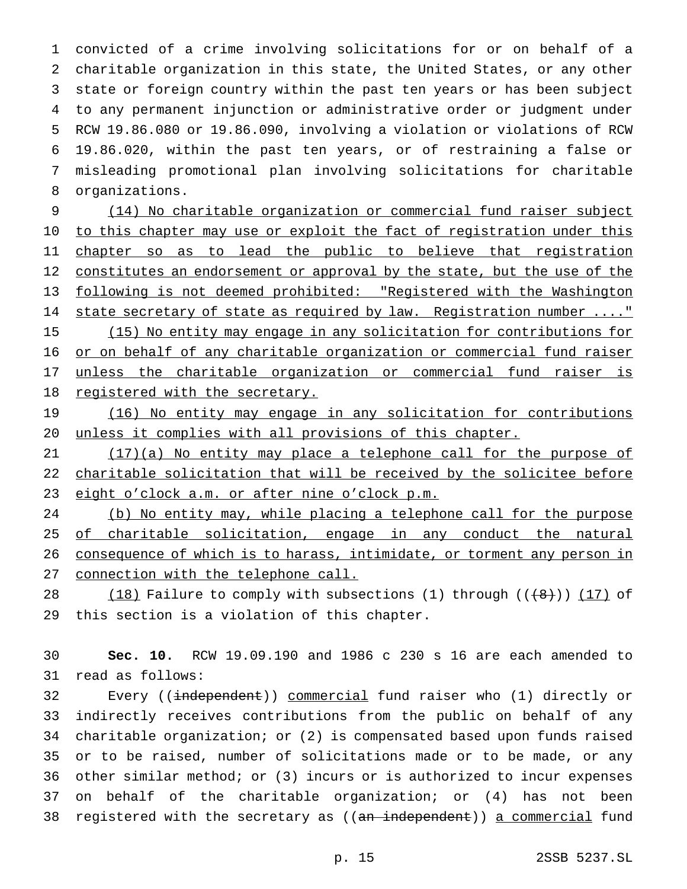convicted of a crime involving solicitations for or on behalf of a charitable organization in this state, the United States, or any other state or foreign country within the past ten years or has been subject to any permanent injunction or administrative order or judgment under RCW 19.86.080 or 19.86.090, involving a violation or violations of RCW 19.86.020, within the past ten years, or of restraining a false or misleading promotional plan involving solicitations for charitable organizations.

(14) No charitable organization or commercial fund raiser subject to this chapter may use or exploit the fact of registration under this chapter so as to lead the public to believe that registration constitutes an endorsement or approval by the state, but the use of the following is not deemed prohibited: "Registered with the Washington state secretary of state as required by law. Registration number ...."

(15) No entity may engage in any solicitation for contributions for or on behalf of any charitable organization or commercial fund raiser unless the charitable organization or commercial fund raiser is registered with the secretary.

(16) No entity may engage in any solicitation for contributions unless it complies with all provisions of this chapter.

(17)(a) No entity may place a telephone call for the purpose of charitable solicitation that will be received by the solicitee before eight o'clock a.m. or after nine o'clock p.m.

(b) No entity may, while placing a telephone call for the purpose of charitable solicitation, engage in any conduct the natural consequence of which is to harass, intimidate, or torment any person in connection with the telephone call.

(18) Failure to comply with subsections (1) through ~~((8))~~ (17) of this section is a violation of this chapter.

**Sec. 10.** RCW 19.09.190 and 1986 c 230 s 16 are each amended to read as follows:

Every ~~((independent))~~ commercial fund raiser who (1) directly or indirectly receives contributions from the public on behalf of any charitable organization; or (2) is compensated based upon funds raised or to be raised, number of solicitations made or to be made, or any other similar method; or (3) incurs or is authorized to incur expenses on behalf of the charitable organization; or (4) has not been registered with the secretary as ~~((an independent))~~ a commercial fund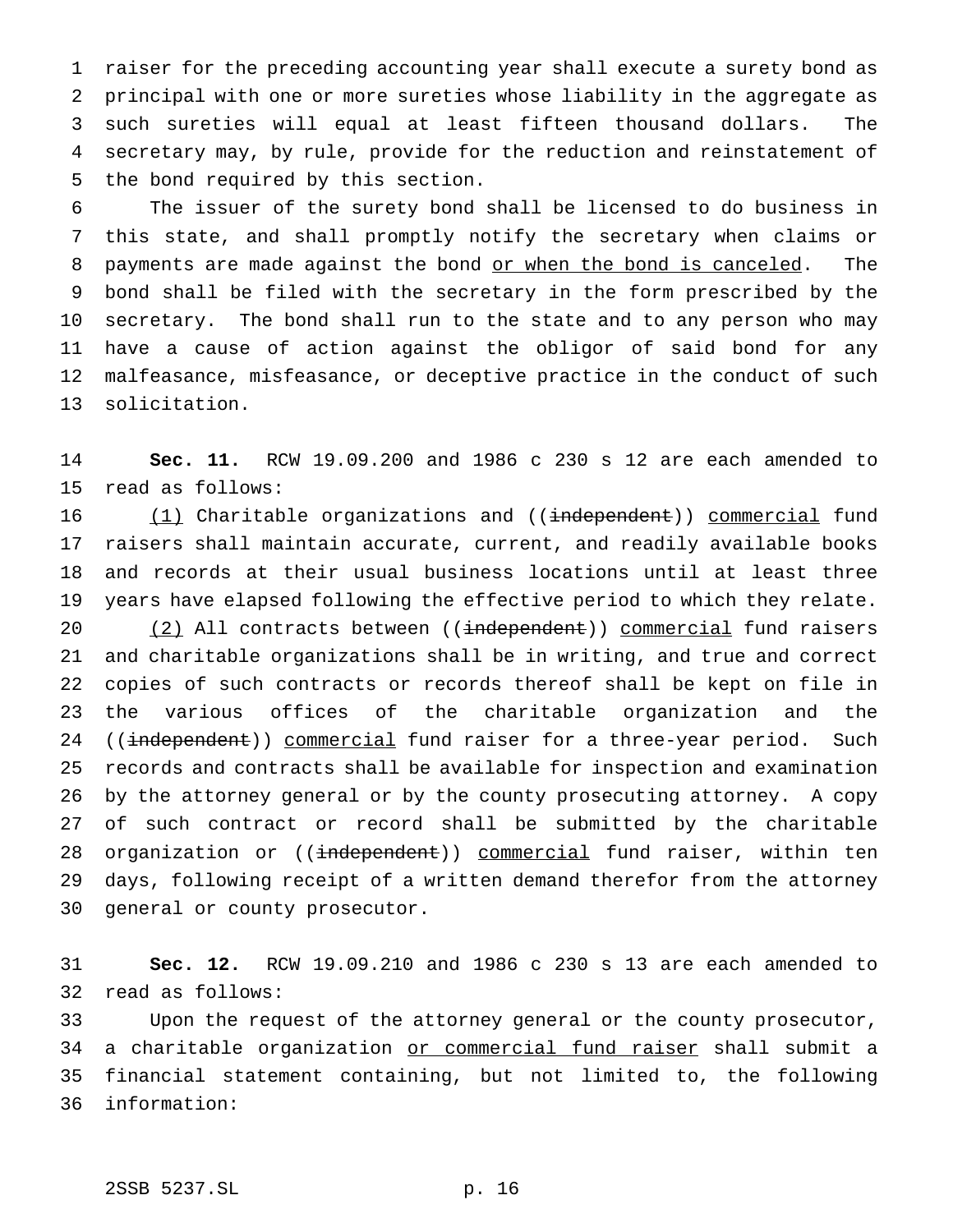raiser for the preceding accounting year shall execute a surety bond as principal with one or more sureties whose liability in the aggregate as such sureties will equal at least fifteen thousand dollars. The secretary may, by rule, provide for the reduction and reinstatement of the bond required by this section.

The issuer of the surety bond shall be licensed to do business in this state, and shall promptly notify the secretary when claims or payments are made against the bond <u>or when the bond is canceled</u>. The bond shall be filed with the secretary in the form prescribed by the secretary. The bond shall run to the state and to any person who may have a cause of action against the obligor of said bond for any malfeasance, misfeasance, or deceptive practice in the conduct of such solicitation.

**Sec. 11.** RCW 19.09.200 and 1986 c 230 s 12 are each amended to read as follows:

<u>(1)</u> Charitable organizations and ((~~independent~~)) <u>commercial</u> fund raisers shall maintain accurate, current, and readily available books and records at their usual business locations until at least three years have elapsed following the effective period to which they relate.

<u>(2)</u> All contracts between ((~~independent~~)) <u>commercial</u> fund raisers and charitable organizations shall be in writing, and true and correct copies of such contracts or records thereof shall be kept on file in the various offices of the charitable organization and the ((~~independent~~)) <u>commercial</u> fund raiser for a three-year period. Such records and contracts shall be available for inspection and examination by the attorney general or by the county prosecuting attorney. A copy of such contract or record shall be submitted by the charitable organization or ((~~independent~~)) <u>commercial</u> fund raiser, within ten days, following receipt of a written demand therefor from the attorney general or county prosecutor.

**Sec. 12.** RCW 19.09.210 and 1986 c 230 s 13 are each amended to read as follows:

Upon the request of the attorney general or the county prosecutor, a charitable organization <u>or commercial fund raiser</u> shall submit a financial statement containing, but not limited to, the following information: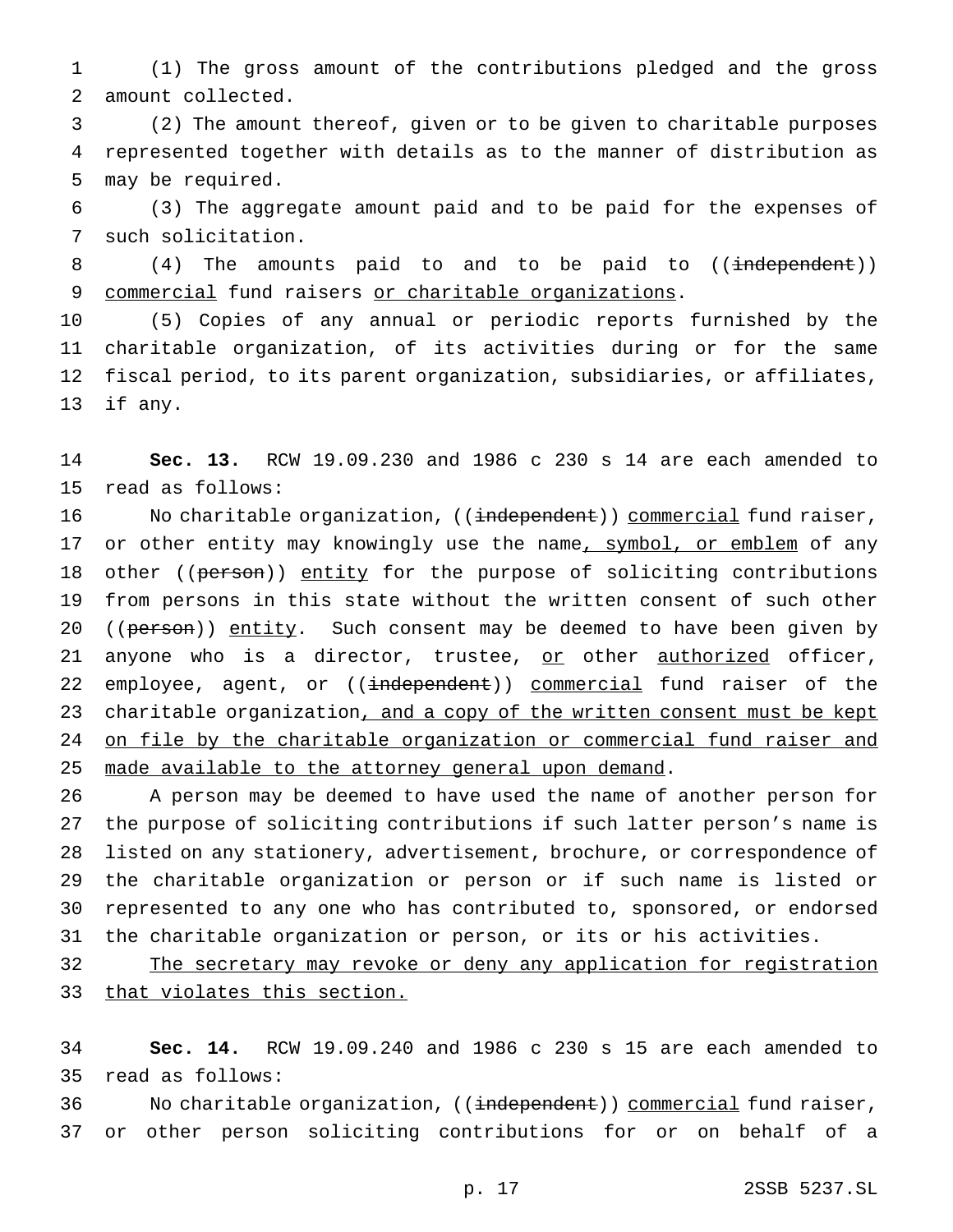(1) The gross amount of the contributions pledged and the gross amount collected.

(2) The amount thereof, given or to be given to charitable purposes represented together with details as to the manner of distribution as may be required.

(3) The aggregate amount paid and to be paid for the expenses of such solicitation.

(4) The amounts paid to and to be paid to ((~~independent~~)) <u>commercial</u> fund raisers <u>or charitable organizations</u>.

(5) Copies of any annual or periodic reports furnished by the charitable organization, of its activities during or for the same fiscal period, to its parent organization, subsidiaries, or affiliates, if any.

**Sec. 13.** RCW 19.09.230 and 1986 c 230 s 14 are each amended to read as follows:

No charitable organization, ((~~independent~~)) <u>commercial</u> fund raiser, or other entity may knowingly use the name<u>, symbol, or emblem</u> of any other ((~~person~~)) <u>entity</u> for the purpose of soliciting contributions from persons in this state without the written consent of such other ((~~person~~)) <u>entity</u>. Such consent may be deemed to have been given by anyone who is a director, trustee, <u>or</u> other <u>authorized</u> officer, employee, agent, or ((~~independent~~)) <u>commercial</u> fund raiser of the charitable organization<u>, and a copy of the written consent must be kept on file by the charitable organization or commercial fund raiser and made available to the attorney general upon demand</u>.

A person may be deemed to have used the name of another person for the purpose of soliciting contributions if such latter person's name is listed on any stationery, advertisement, brochure, or correspondence of the charitable organization or person or if such name is listed or represented to any one who has contributed to, sponsored, or endorsed the charitable organization or person, or its or his activities.

<u>The secretary may revoke or deny any application for registration that violates this section.</u>

**Sec. 14.** RCW 19.09.240 and 1986 c 230 s 15 are each amended to read as follows:

No charitable organization, ((~~independent~~)) <u>commercial</u> fund raiser, or other person soliciting contributions for or on behalf of a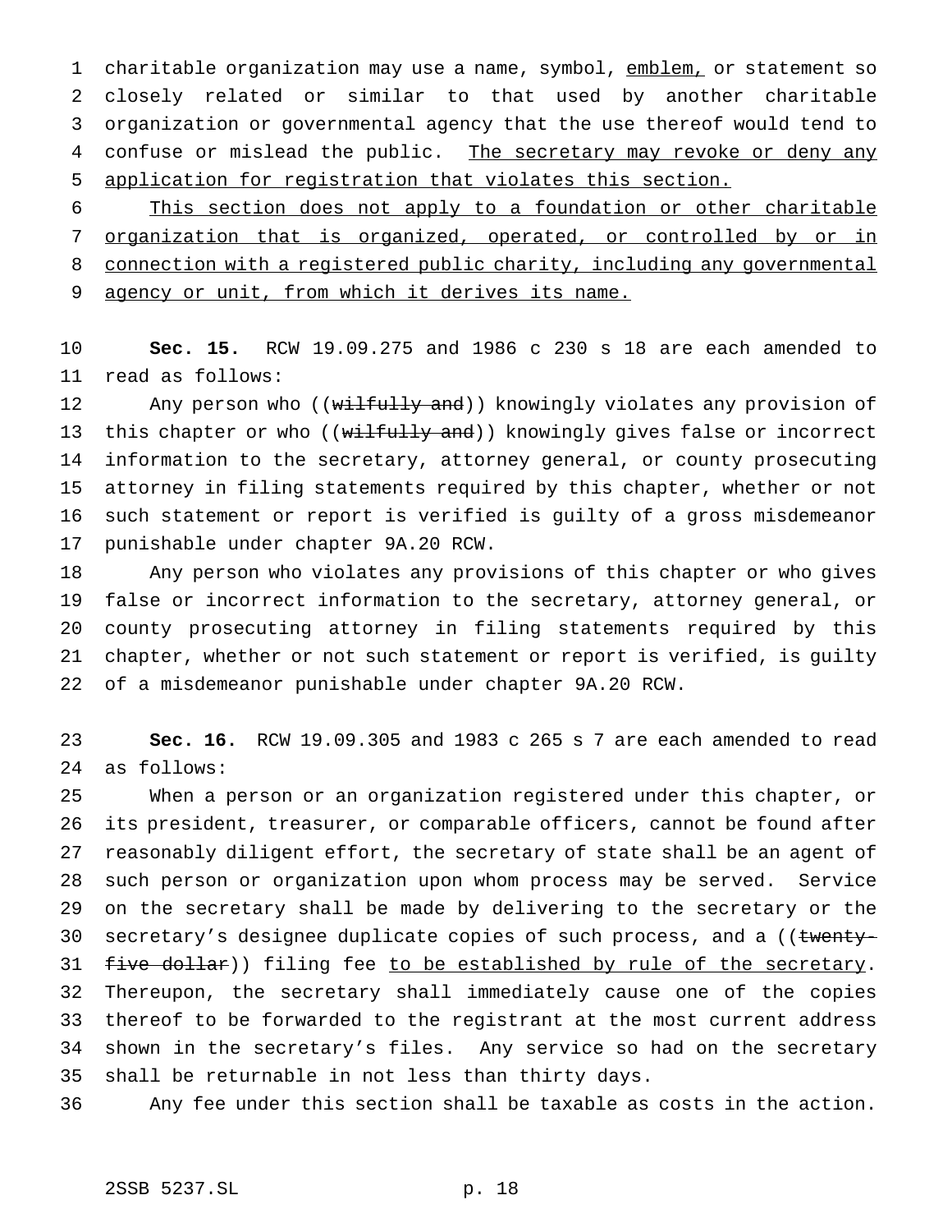charitable organization may use a name, symbol, <u>emblem,</u> or statement so closely related or similar to that used by another charitable organization or governmental agency that the use thereof would tend to confuse or mislead the public. <u>The secretary may revoke or deny any application for registration that violates this section.</u>

<u>This section does not apply to a foundation or other charitable organization that is organized, operated, or controlled by or in connection with a registered public charity, including any governmental agency or unit, from which it derives its name.</u>

**Sec. 15.** RCW 19.09.275 and 1986 c 230 s 18 are each amended to read as follows:

Any person who ((~~wilfully and~~)) knowingly violates any provision of this chapter or who ((~~wilfully and~~)) knowingly gives false or incorrect information to the secretary, attorney general, or county prosecuting attorney in filing statements required by this chapter, whether or not such statement or report is verified is guilty of a gross misdemeanor punishable under chapter 9A.20 RCW.

Any person who violates any provisions of this chapter or who gives false or incorrect information to the secretary, attorney general, or county prosecuting attorney in filing statements required by this chapter, whether or not such statement or report is verified, is guilty of a misdemeanor punishable under chapter 9A.20 RCW.

**Sec. 16.** RCW 19.09.305 and 1983 c 265 s 7 are each amended to read as follows:

When a person or an organization registered under this chapter, or its president, treasurer, or comparable officers, cannot be found after reasonably diligent effort, the secretary of state shall be an agent of such person or organization upon whom process may be served. Service on the secretary shall be made by delivering to the secretary or the secretary's designee duplicate copies of such process, and a ((~~twenty-five dollar~~)) filing fee <u>to be established by rule of the secretary</u>. Thereupon, the secretary shall immediately cause one of the copies thereof to be forwarded to the registrant at the most current address shown in the secretary's files. Any service so had on the secretary shall be returnable in not less than thirty days.

Any fee under this section shall be taxable as costs in the action.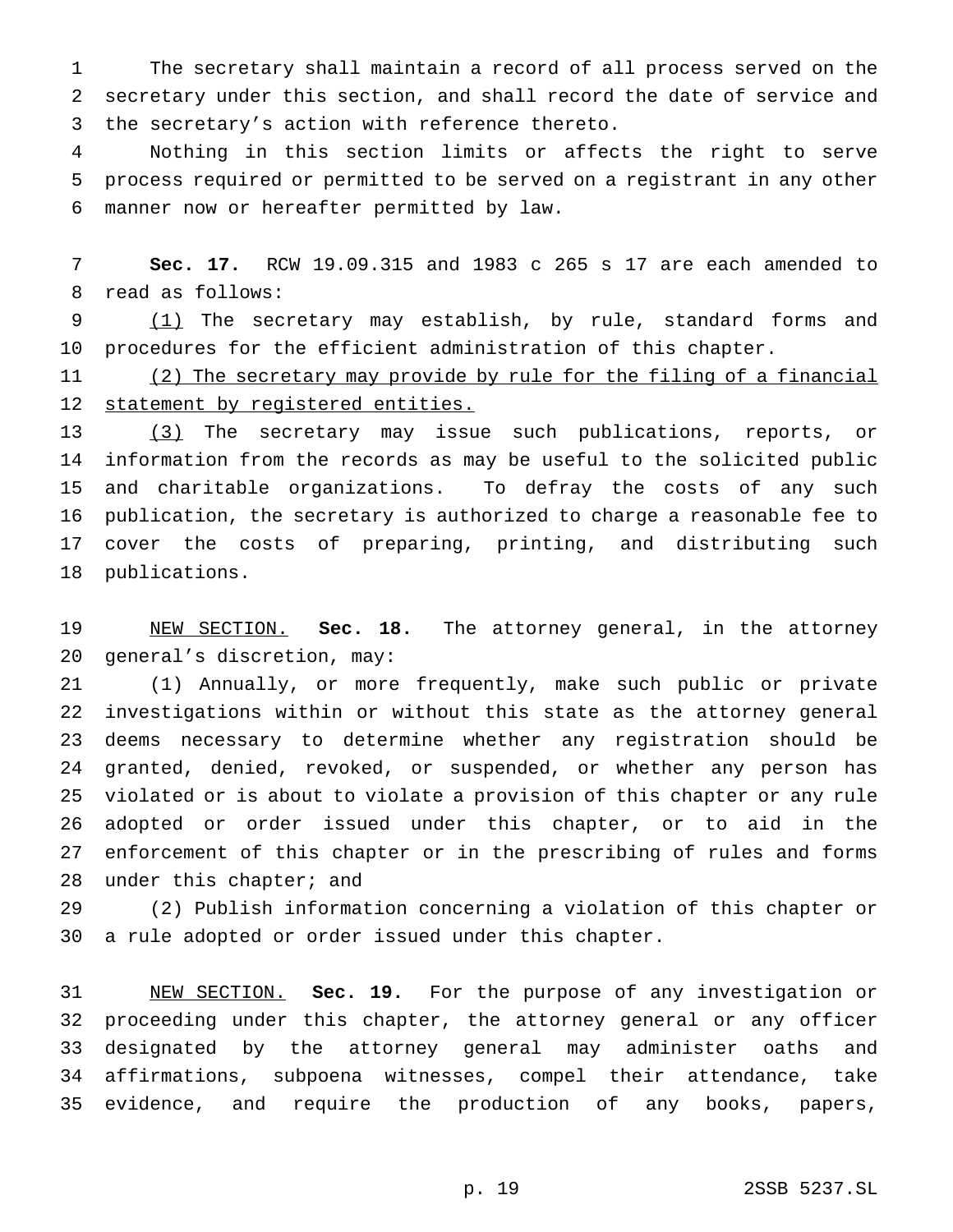The secretary shall maintain a record of all process served on the secretary under this section, and shall record the date of service and the secretary's action with reference thereto.

Nothing in this section limits or affects the right to serve process required or permitted to be served on a registrant in any other manner now or hereafter permitted by law.

**Sec. 17.** RCW 19.09.315 and 1983 c 265 s 17 are each amended to read as follows:

(1) The secretary may establish, by rule, standard forms and procedures for the efficient administration of this chapter.

(2) The secretary may provide by rule for the filing of a financial statement by registered entities.

(3) The secretary may issue such publications, reports, or information from the records as may be useful to the solicited public and charitable organizations. To defray the costs of any such publication, the secretary is authorized to charge a reasonable fee to cover the costs of preparing, printing, and distributing such publications.

NEW SECTION. **Sec. 18.** The attorney general, in the attorney general's discretion, may:

(1) Annually, or more frequently, make such public or private investigations within or without this state as the attorney general deems necessary to determine whether any registration should be granted, denied, revoked, or suspended, or whether any person has violated or is about to violate a provision of this chapter or any rule adopted or order issued under this chapter, or to aid in the enforcement of this chapter or in the prescribing of rules and forms under this chapter; and

(2) Publish information concerning a violation of this chapter or a rule adopted or order issued under this chapter.

NEW SECTION. **Sec. 19.** For the purpose of any investigation or proceeding under this chapter, the attorney general or any officer designated by the attorney general may administer oaths and affirmations, subpoena witnesses, compel their attendance, take evidence, and require the production of any books, papers,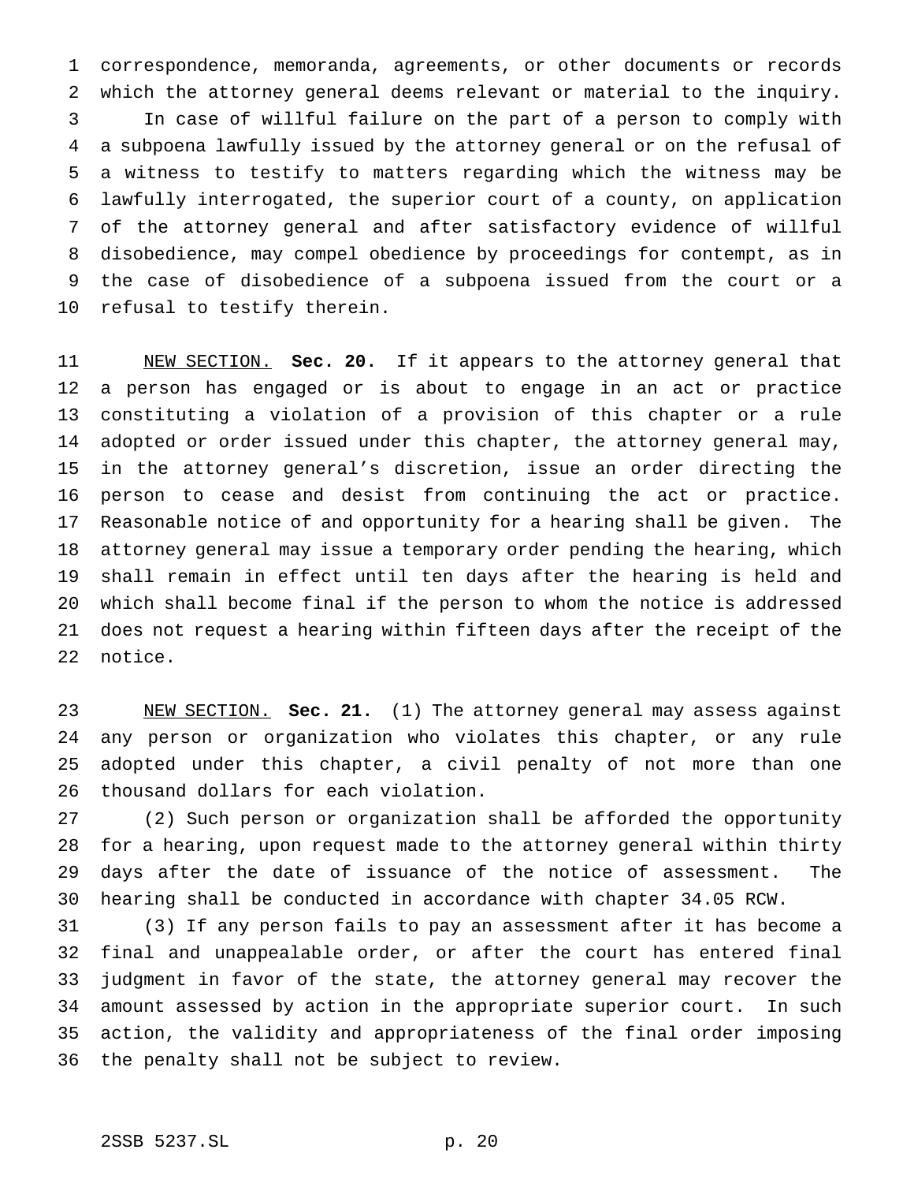correspondence, memoranda, agreements, or other documents or records which the attorney general deems relevant or material to the inquiry.

In case of willful failure on the part of a person to comply with a subpoena lawfully issued by the attorney general or on the refusal of a witness to testify to matters regarding which the witness may be lawfully interrogated, the superior court of a county, on application of the attorney general and after satisfactory evidence of willful disobedience, may compel obedience by proceedings for contempt, as in the case of disobedience of a subpoena issued from the court or a refusal to testify therein.

NEW SECTION. **Sec. 20.** If it appears to the attorney general that a person has engaged or is about to engage in an act or practice constituting a violation of a provision of this chapter or a rule adopted or order issued under this chapter, the attorney general may, in the attorney general's discretion, issue an order directing the person to cease and desist from continuing the act or practice. Reasonable notice of and opportunity for a hearing shall be given. The attorney general may issue a temporary order pending the hearing, which shall remain in effect until ten days after the hearing is held and which shall become final if the person to whom the notice is addressed does not request a hearing within fifteen days after the receipt of the notice.

NEW SECTION. **Sec. 21.** (1) The attorney general may assess against any person or organization who violates this chapter, or any rule adopted under this chapter, a civil penalty of not more than one thousand dollars for each violation.

(2) Such person or organization shall be afforded the opportunity for a hearing, upon request made to the attorney general within thirty days after the date of issuance of the notice of assessment. The hearing shall be conducted in accordance with chapter 34.05 RCW.

(3) If any person fails to pay an assessment after it has become a final and unappealable order, or after the court has entered final judgment in favor of the state, the attorney general may recover the amount assessed by action in the appropriate superior court. In such action, the validity and appropriateness of the final order imposing the penalty shall not be subject to review.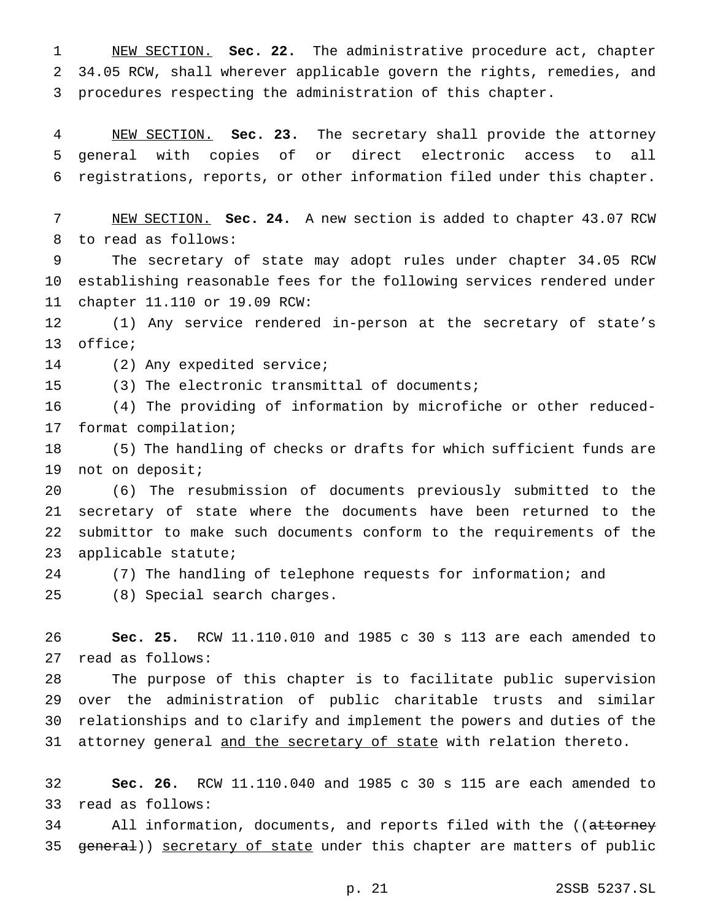NEW SECTION. **Sec. 22.** The administrative procedure act, chapter 34.05 RCW, shall wherever applicable govern the rights, remedies, and procedures respecting the administration of this chapter.

NEW SECTION. **Sec. 23.** The secretary shall provide the attorney general with copies of or direct electronic access to all registrations, reports, or other information filed under this chapter.

NEW SECTION. **Sec. 24.** A new section is added to chapter 43.07 RCW to read as follows:

The secretary of state may adopt rules under chapter 34.05 RCW establishing reasonable fees for the following services rendered under chapter 11.110 or 19.09 RCW:

(1) Any service rendered in-person at the secretary of state's office;

(2) Any expedited service;

(3) The electronic transmittal of documents;

(4) The providing of information by microfiche or other reduced-format compilation;

(5) The handling of checks or drafts for which sufficient funds are not on deposit;

(6) The resubmission of documents previously submitted to the secretary of state where the documents have been returned to the submittor to make such documents conform to the requirements of the applicable statute;

(7) The handling of telephone requests for information; and

(8) Special search charges.

**Sec. 25.** RCW 11.110.010 and 1985 c 30 s 113 are each amended to read as follows:

The purpose of this chapter is to facilitate public supervision over the administration of public charitable trusts and similar relationships and to clarify and implement the powers and duties of the attorney general and the secretary of state with relation thereto.

**Sec. 26.** RCW 11.110.040 and 1985 c 30 s 115 are each amended to read as follows:

All information, documents, and reports filed with the ((~~attorney general~~)) secretary of state under this chapter are matters of public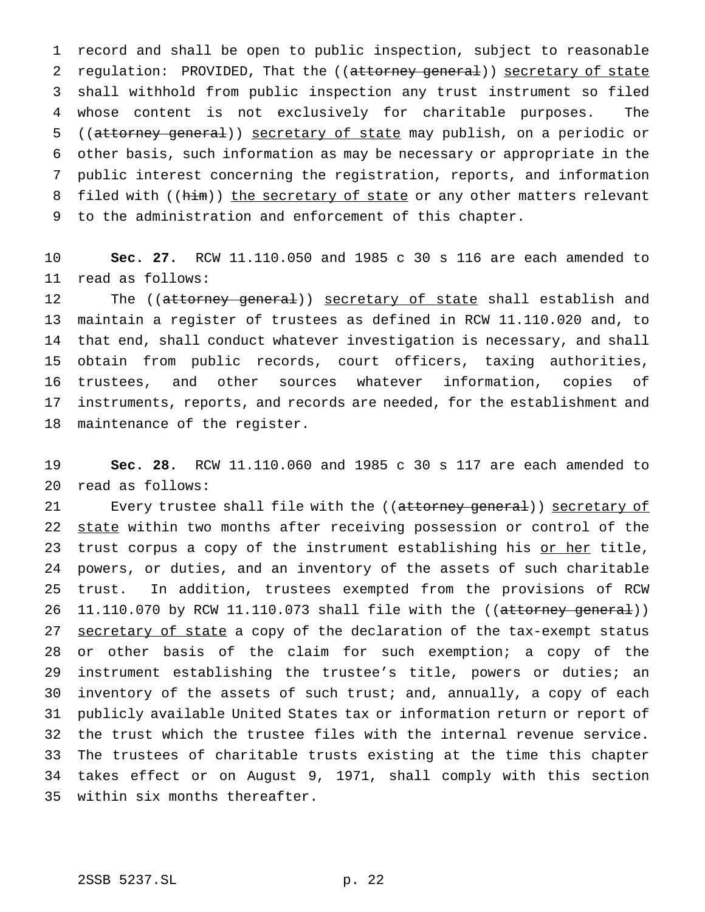record and shall be open to public inspection, subject to reasonable regulation: PROVIDED, That the ((~~attorney general~~)) secretary of state shall withhold from public inspection any trust instrument so filed whose content is not exclusively for charitable purposes. The ((~~attorney general~~)) secretary of state may publish, on a periodic or other basis, such information as may be necessary or appropriate in the public interest concerning the registration, reports, and information filed with ((~~him~~)) the secretary of state or any other matters relevant to the administration and enforcement of this chapter.

**Sec. 27.** RCW 11.110.050 and 1985 c 30 s 116 are each amended to read as follows:

The ((~~attorney general~~)) secretary of state shall establish and maintain a register of trustees as defined in RCW 11.110.020 and, to that end, shall conduct whatever investigation is necessary, and shall obtain from public records, court officers, taxing authorities, trustees, and other sources whatever information, copies of instruments, reports, and records are needed, for the establishment and maintenance of the register.

**Sec. 28.** RCW 11.110.060 and 1985 c 30 s 117 are each amended to read as follows:

Every trustee shall file with the ((~~attorney general~~)) secretary of state within two months after receiving possession or control of the trust corpus a copy of the instrument establishing his or her title, powers, or duties, and an inventory of the assets of such charitable trust. In addition, trustees exempted from the provisions of RCW 11.110.070 by RCW 11.110.073 shall file with the ((~~attorney general~~)) secretary of state a copy of the declaration of the tax-exempt status or other basis of the claim for such exemption; a copy of the instrument establishing the trustee's title, powers or duties; an inventory of the assets of such trust; and, annually, a copy of each publicly available United States tax or information return or report of the trust which the trustee files with the internal revenue service. The trustees of charitable trusts existing at the time this chapter takes effect or on August 9, 1971, shall comply with this section within six months thereafter.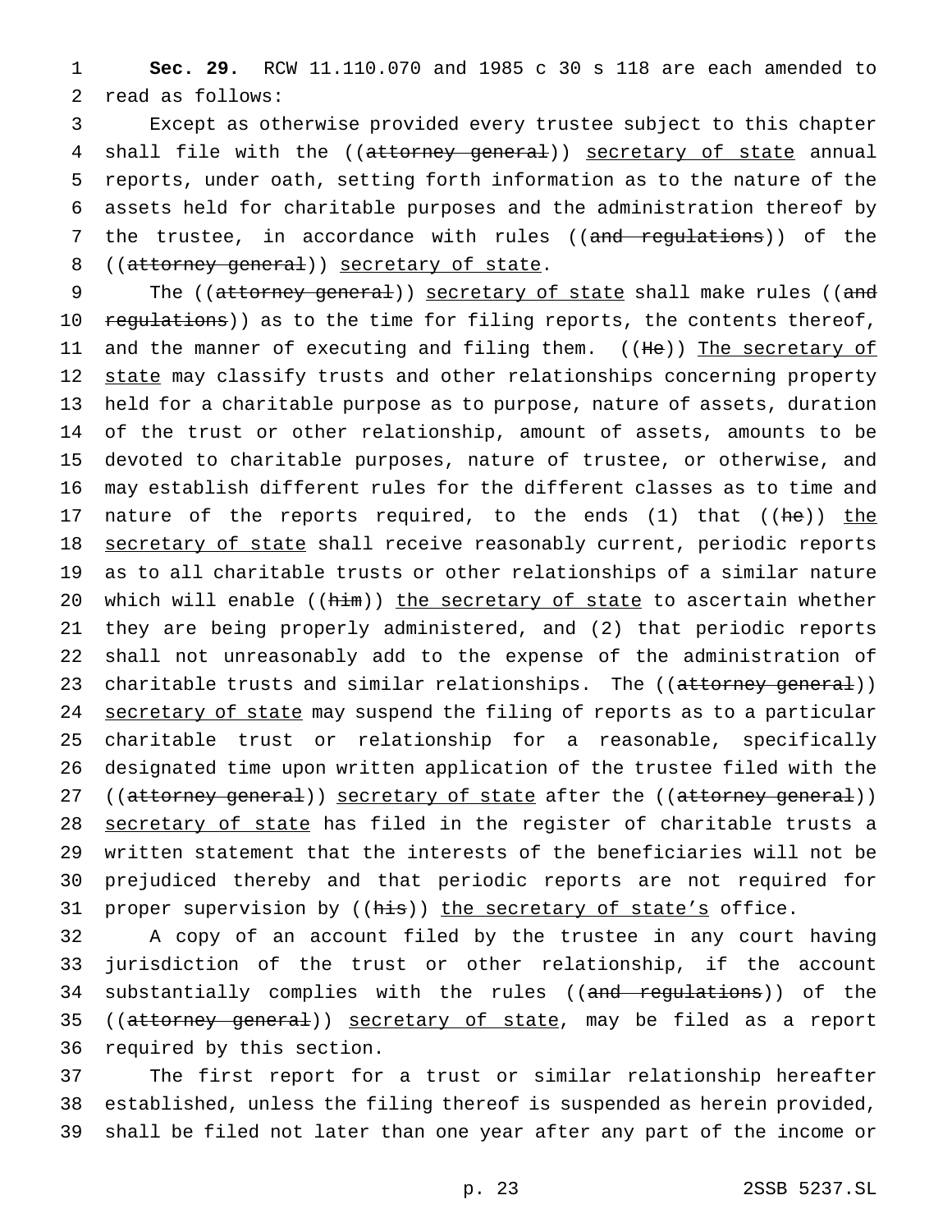**Sec. 29.** RCW 11.110.070 and 1985 c 30 s 118 are each amended to read as follows:

Except as otherwise provided every trustee subject to this chapter shall file with the ((~~attorney general~~)) <u>secretary of state</u> annual reports, under oath, setting forth information as to the nature of the assets held for charitable purposes and the administration thereof by the trustee, in accordance with rules ((~~and regulations~~)) of the ((~~attorney general~~)) <u>secretary of state</u>.

The ((~~attorney general~~)) <u>secretary of state</u> shall make rules ((~~and regulations~~)) as to the time for filing reports, the contents thereof, and the manner of executing and filing them. ((~~He~~)) <u>The secretary of state</u> may classify trusts and other relationships concerning property held for a charitable purpose as to purpose, nature of assets, duration of the trust or other relationship, amount of assets, amounts to be devoted to charitable purposes, nature of trustee, or otherwise, and may establish different rules for the different classes as to time and nature of the reports required, to the ends (1) that ((~~he~~)) <u>the secretary of state</u> shall receive reasonably current, periodic reports as to all charitable trusts or other relationships of a similar nature which will enable ((~~him~~)) <u>the secretary of state</u> to ascertain whether they are being properly administered, and (2) that periodic reports shall not unreasonably add to the expense of the administration of charitable trusts and similar relationships. The ((~~attorney general~~)) <u>secretary of state</u> may suspend the filing of reports as to a particular charitable trust or relationship for a reasonable, specifically designated time upon written application of the trustee filed with the ((~~attorney general~~)) <u>secretary of state</u> after the ((~~attorney general~~)) <u>secretary of state</u> has filed in the register of charitable trusts a written statement that the interests of the beneficiaries will not be prejudiced thereby and that periodic reports are not required for proper supervision by ((~~his~~)) <u>the secretary of state's</u> office.

A copy of an account filed by the trustee in any court having jurisdiction of the trust or other relationship, if the account substantially complies with the rules ((~~and regulations~~)) of the ((~~attorney general~~)) <u>secretary of state</u>, may be filed as a report required by this section.

The first report for a trust or similar relationship hereafter established, unless the filing thereof is suspended as herein provided, shall be filed not later than one year after any part of the income or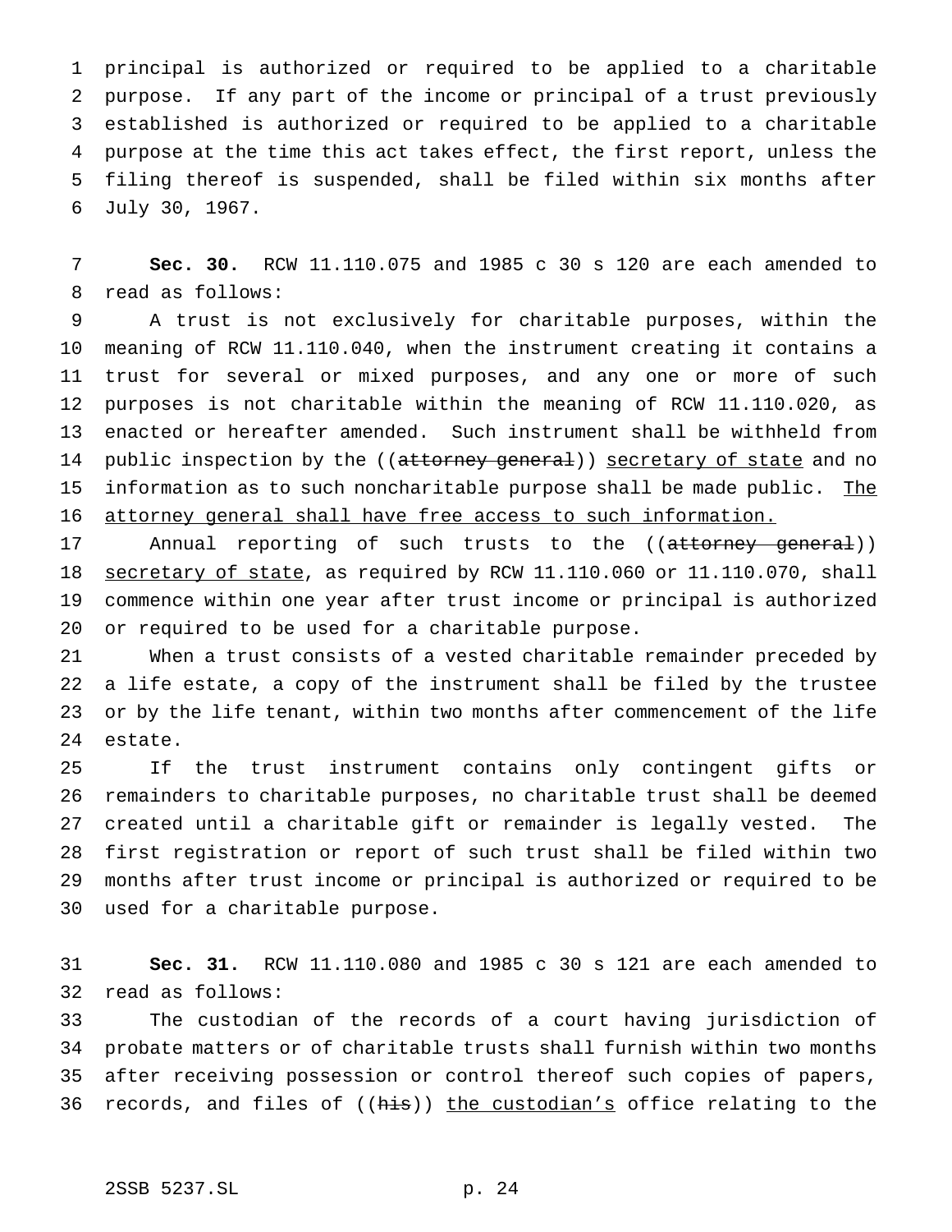principal is authorized or required to be applied to a charitable purpose. If any part of the income or principal of a trust previously established is authorized or required to be applied to a charitable purpose at the time this act takes effect, the first report, unless the filing thereof is suspended, shall be filed within six months after July 30, 1967.

**Sec. 30.** RCW 11.110.075 and 1985 c 30 s 120 are each amended to read as follows:

A trust is not exclusively for charitable purposes, within the meaning of RCW 11.110.040, when the instrument creating it contains a trust for several or mixed purposes, and any one or more of such purposes is not charitable within the meaning of RCW 11.110.020, as enacted or hereafter amended. Such instrument shall be withheld from public inspection by the ((~~attorney general~~)) <u>secretary of state</u> and no information as to such noncharitable purpose shall be made public. <u>The attorney general shall have free access to such information.</u>

Annual reporting of such trusts to the ((~~attorney general~~)) <u>secretary of state</u>, as required by RCW 11.110.060 or 11.110.070, shall commence within one year after trust income or principal is authorized or required to be used for a charitable purpose.

When a trust consists of a vested charitable remainder preceded by a life estate, a copy of the instrument shall be filed by the trustee or by the life tenant, within two months after commencement of the life estate.

If the trust instrument contains only contingent gifts or remainders to charitable purposes, no charitable trust shall be deemed created until a charitable gift or remainder is legally vested. The first registration or report of such trust shall be filed within two months after trust income or principal is authorized or required to be used for a charitable purpose.

**Sec. 31.** RCW 11.110.080 and 1985 c 30 s 121 are each amended to read as follows:

The custodian of the records of a court having jurisdiction of probate matters or of charitable trusts shall furnish within two months after receiving possession or control thereof such copies of papers, records, and files of ((~~his~~)) <u>the custodian's</u> office relating to the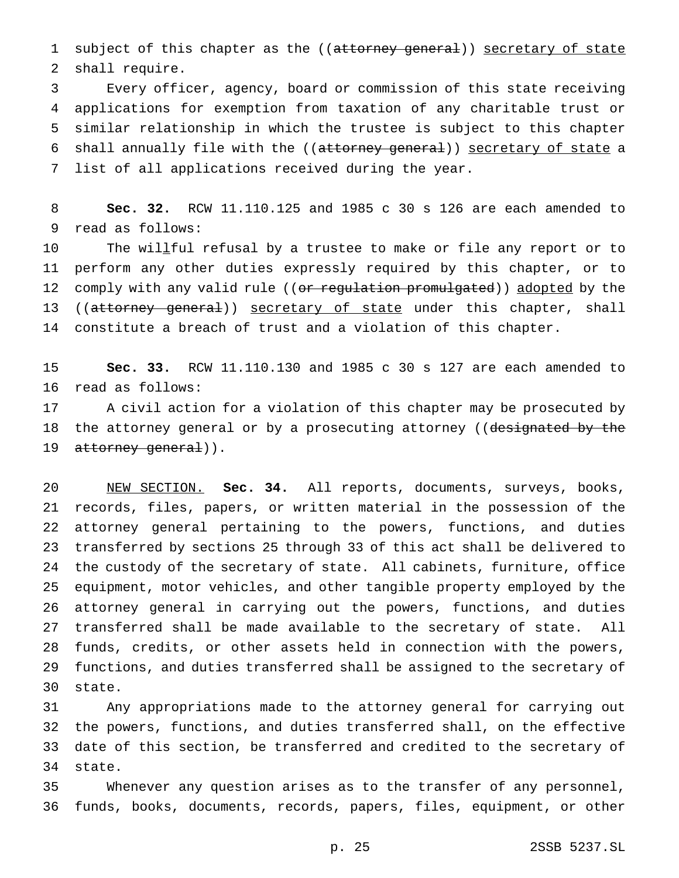subject of this chapter as the ((~~attorney general~~)) <u>secretary of state</u> shall require.

Every officer, agency, board or commission of this state receiving applications for exemption from taxation of any charitable trust or similar relationship in which the trustee is subject to this chapter shall annually file with the ((~~attorney general~~)) <u>secretary of state</u> a list of all applications received during the year.

**Sec. 32.** RCW 11.110.125 and 1985 c 30 s 126 are each amended to read as follows:

The wil<u>l</u>ful refusal by a trustee to make or file any report or to perform any other duties expressly required by this chapter, or to comply with any valid rule ((~~or regulation promulgated~~)) <u>adopted</u> by the ((~~attorney general~~)) <u>secretary of state</u> under this chapter, shall constitute a breach of trust and a violation of this chapter.

**Sec. 33.** RCW 11.110.130 and 1985 c 30 s 127 are each amended to read as follows:

A civil action for a violation of this chapter may be prosecuted by the attorney general or by a prosecuting attorney ((~~designated by the attorney general~~)).

<u>NEW SECTION.</u> **Sec. 34.** All reports, documents, surveys, books, records, files, papers, or written material in the possession of the attorney general pertaining to the powers, functions, and duties transferred by sections 25 through 33 of this act shall be delivered to the custody of the secretary of state. All cabinets, furniture, office equipment, motor vehicles, and other tangible property employed by the attorney general in carrying out the powers, functions, and duties transferred shall be made available to the secretary of state. All funds, credits, or other assets held in connection with the powers, functions, and duties transferred shall be assigned to the secretary of state.

Any appropriations made to the attorney general for carrying out the powers, functions, and duties transferred shall, on the effective date of this section, be transferred and credited to the secretary of state.

Whenever any question arises as to the transfer of any personnel, funds, books, documents, records, papers, files, equipment, or other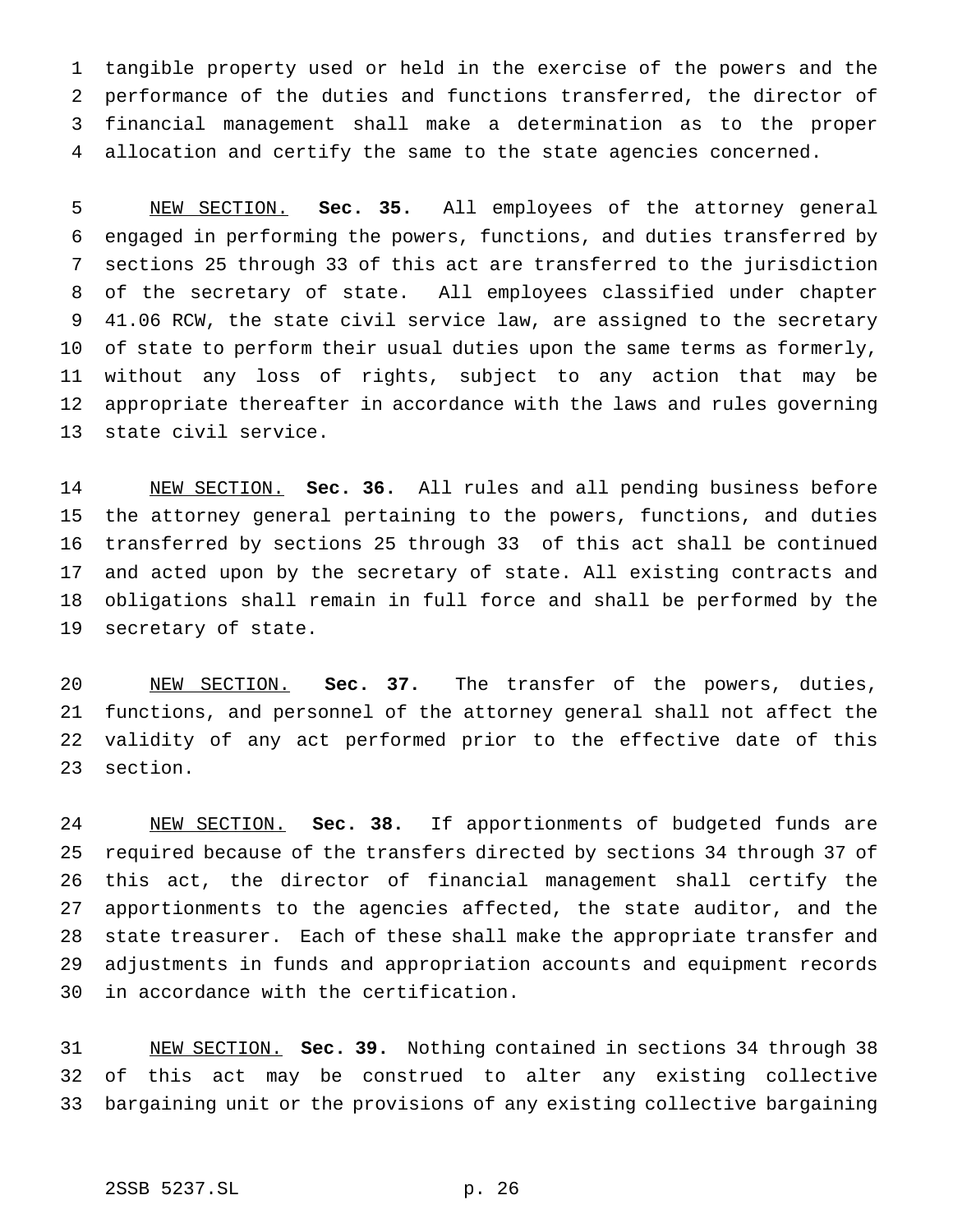tangible property used or held in the exercise of the powers and the performance of the duties and functions transferred, the director of financial management shall make a determination as to the proper allocation and certify the same to the state agencies concerned.

NEW SECTION. **Sec. 35.** All employees of the attorney general engaged in performing the powers, functions, and duties transferred by sections 25 through 33 of this act are transferred to the jurisdiction of the secretary of state. All employees classified under chapter 41.06 RCW, the state civil service law, are assigned to the secretary of state to perform their usual duties upon the same terms as formerly, without any loss of rights, subject to any action that may be appropriate thereafter in accordance with the laws and rules governing state civil service.

NEW SECTION. **Sec. 36.** All rules and all pending business before the attorney general pertaining to the powers, functions, and duties transferred by sections 25 through 33 of this act shall be continued and acted upon by the secretary of state. All existing contracts and obligations shall remain in full force and shall be performed by the secretary of state.

NEW SECTION. **Sec. 37.** The transfer of the powers, duties, functions, and personnel of the attorney general shall not affect the validity of any act performed prior to the effective date of this section.

NEW SECTION. **Sec. 38.** If apportionments of budgeted funds are required because of the transfers directed by sections 34 through 37 of this act, the director of financial management shall certify the apportionments to the agencies affected, the state auditor, and the state treasurer. Each of these shall make the appropriate transfer and adjustments in funds and appropriation accounts and equipment records in accordance with the certification.

NEW SECTION. **Sec. 39.** Nothing contained in sections 34 through 38 of this act may be construed to alter any existing collective bargaining unit or the provisions of any existing collective bargaining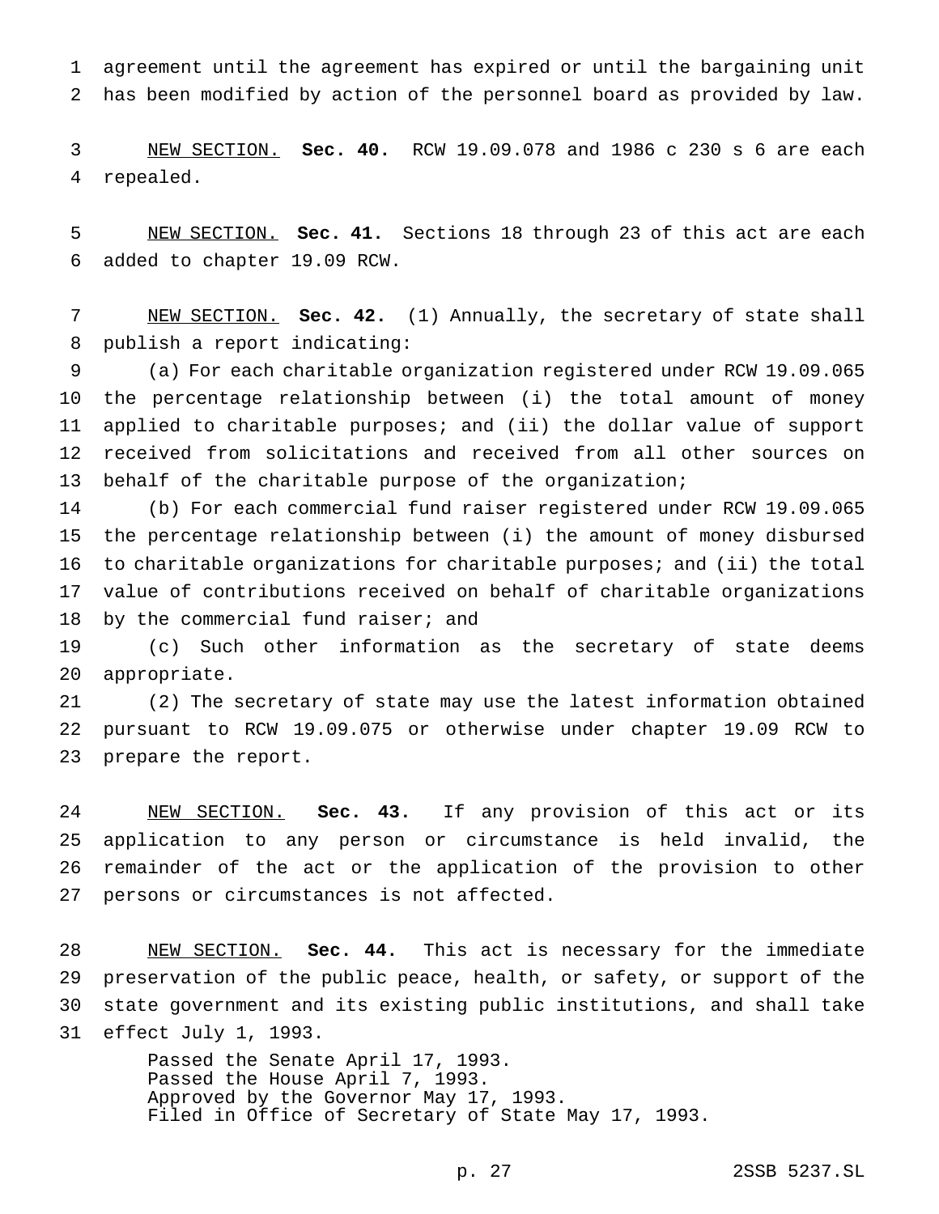agreement until the agreement has expired or until the bargaining unit has been modified by action of the personnel board as provided by law.

NEW SECTION. **Sec. 40.** RCW 19.09.078 and 1986 c 230 s 6 are each repealed.

NEW SECTION. **Sec. 41.** Sections 18 through 23 of this act are each added to chapter 19.09 RCW.

NEW SECTION. **Sec. 42.** (1) Annually, the secretary of state shall publish a report indicating:

(a) For each charitable organization registered under RCW 19.09.065 the percentage relationship between (i) the total amount of money applied to charitable purposes; and (ii) the dollar value of support received from solicitations and received from all other sources on behalf of the charitable purpose of the organization;

(b) For each commercial fund raiser registered under RCW 19.09.065 the percentage relationship between (i) the amount of money disbursed to charitable organizations for charitable purposes; and (ii) the total value of contributions received on behalf of charitable organizations by the commercial fund raiser; and

(c) Such other information as the secretary of state deems appropriate.

(2) The secretary of state may use the latest information obtained pursuant to RCW 19.09.075 or otherwise under chapter 19.09 RCW to prepare the report.

NEW SECTION. **Sec. 43.** If any provision of this act or its application to any person or circumstance is held invalid, the remainder of the act or the application of the provision to other persons or circumstances is not affected.

NEW SECTION. **Sec. 44.** This act is necessary for the immediate preservation of the public peace, health, or safety, or support of the state government and its existing public institutions, and shall take effect July 1, 1993.

Passed the Senate April 17, 1993.
Passed the House April 7, 1993.
Approved by the Governor May 17, 1993.
Filed in Office of Secretary of State May 17, 1993.